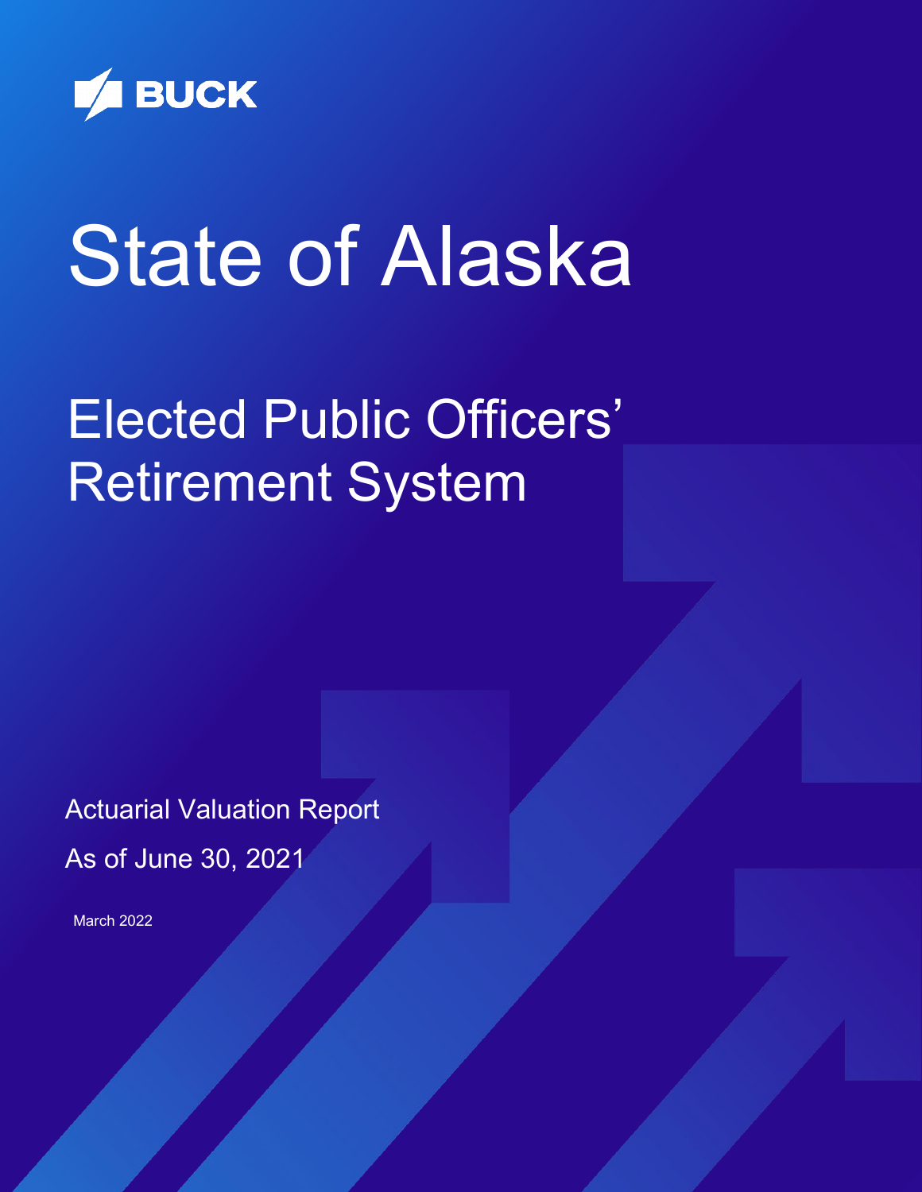BUCK

# State of Alaska

## Elected Public Officers' Retirement System

Actuarial Valuation Report

As of June 30, 2021

March 2022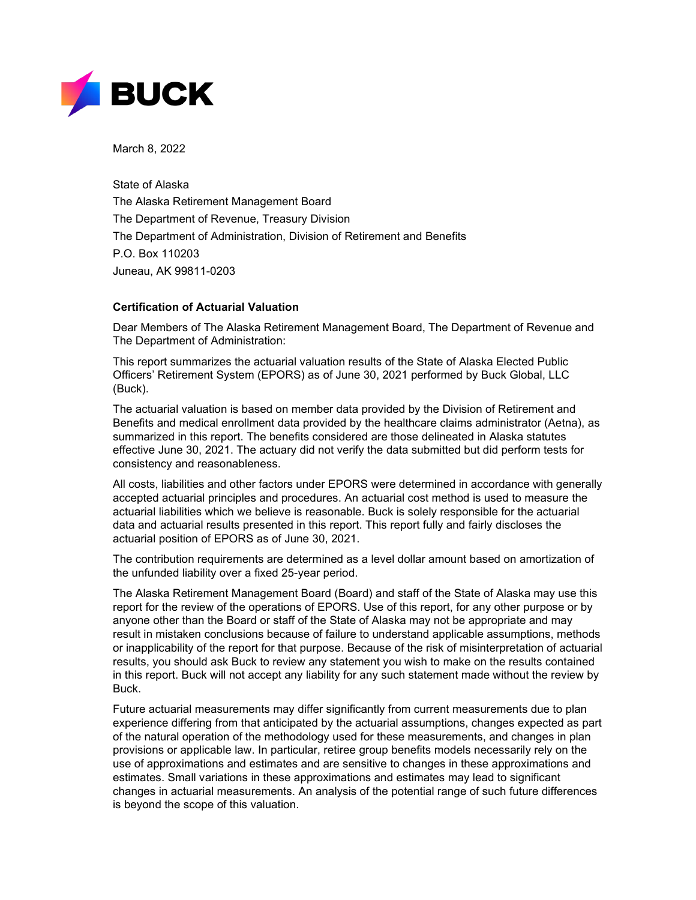March 8, 2022

State of Alaska
The Alaska Retirement Management Board
The Department of Revenue, Treasury Division
The Department of Administration, Division of Retirement and Benefits
P.O. Box 110203
Juneau, AK 99811-0203

**Certification of Actuarial Valuation**

Dear Members of The Alaska Retirement Management Board, The Department of Revenue and The Department of Administration:

This report summarizes the actuarial valuation results of the State of Alaska Elected Public Officers' Retirement System (EPORS) as of June 30, 2021 performed by Buck Global, LLC (Buck).

The actuarial valuation is based on member data provided by the Division of Retirement and Benefits and medical enrollment data provided by the healthcare claims administrator (Aetna), as summarized in this report. The benefits considered are those delineated in Alaska statutes effective June 30, 2021. The actuary did not verify the data submitted but did perform tests for consistency and reasonableness.

All costs, liabilities and other factors under EPORS were determined in accordance with generally accepted actuarial principles and procedures. An actuarial cost method is used to measure the actuarial liabilities which we believe is reasonable. Buck is solely responsible for the actuarial data and actuarial results presented in this report. This report fully and fairly discloses the actuarial position of EPORS as of June 30, 2021.

The contribution requirements are determined as a level dollar amount based on amortization of the unfunded liability over a fixed 25-year period.

The Alaska Retirement Management Board (Board) and staff of the State of Alaska may use this report for the review of the operations of EPORS. Use of this report, for any other purpose or by anyone other than the Board or staff of the State of Alaska may not be appropriate and may result in mistaken conclusions because of failure to understand applicable assumptions, methods or inapplicability of the report for that purpose. Because of the risk of misinterpretation of actuarial results, you should ask Buck to review any statement you wish to make on the results contained in this report. Buck will not accept any liability for any such statement made without the review by Buck.

Future actuarial measurements may differ significantly from current measurements due to plan experience differing from that anticipated by the actuarial assumptions, changes expected as part of the natural operation of the methodology used for these measurements, and changes in plan provisions or applicable law. In particular, retiree group benefits models necessarily rely on the use of approximations and estimates and are sensitive to changes in these approximations and estimates. Small variations in these approximations and estimates may lead to significant changes in actuarial measurements. An analysis of the potential range of such future differences is beyond the scope of this valuation.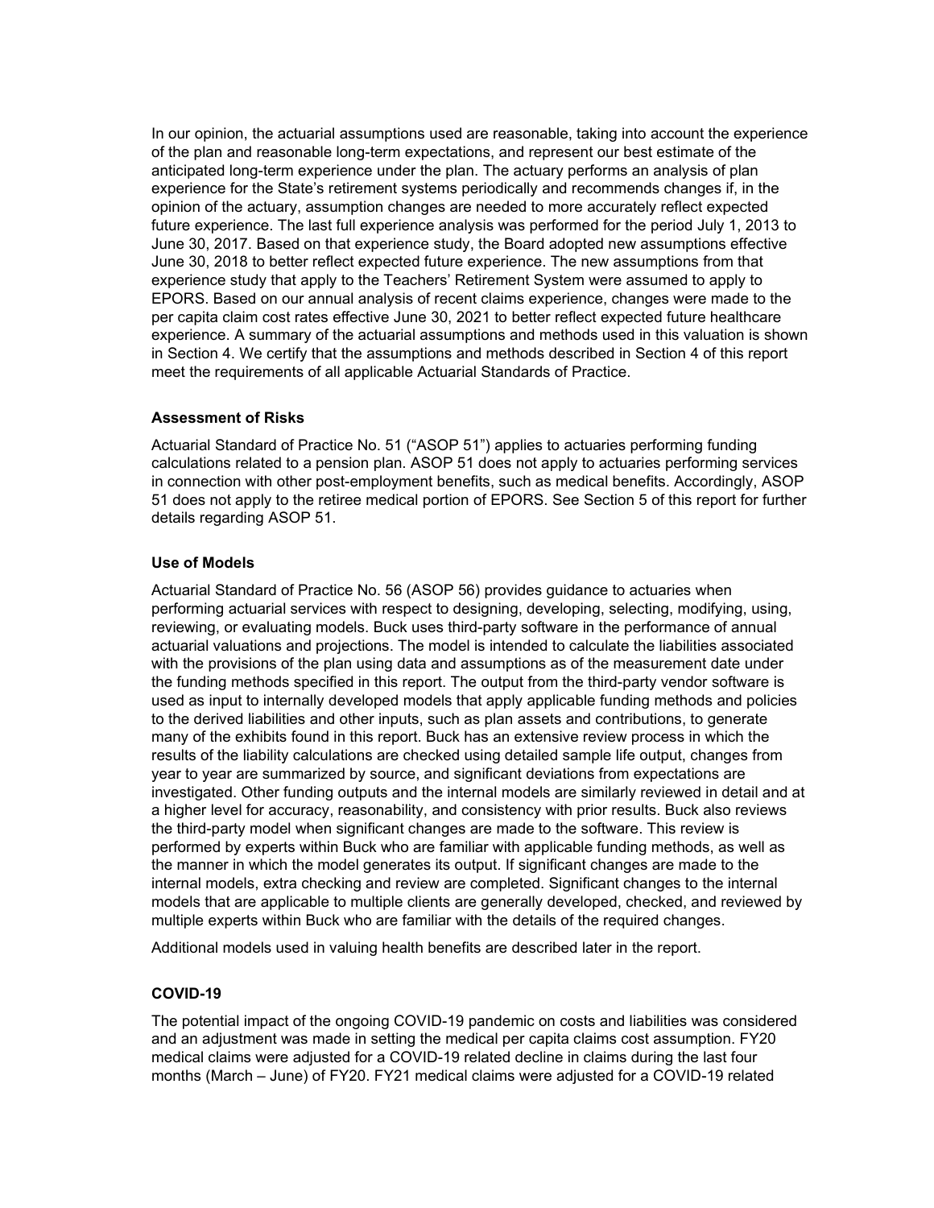In our opinion, the actuarial assumptions used are reasonable, taking into account the experience of the plan and reasonable long-term expectations, and represent our best estimate of the anticipated long-term experience under the plan. The actuary performs an analysis of plan experience for the State's retirement systems periodically and recommends changes if, in the opinion of the actuary, assumption changes are needed to more accurately reflect expected future experience. The last full experience analysis was performed for the period July 1, 2013 to June 30, 2017. Based on that experience study, the Board adopted new assumptions effective June 30, 2018 to better reflect expected future experience. The new assumptions from that experience study that apply to the Teachers' Retirement System were assumed to apply to EPORS. Based on our annual analysis of recent claims experience, changes were made to the per capita claim cost rates effective June 30, 2021 to better reflect expected future healthcare experience. A summary of the actuarial assumptions and methods used in this valuation is shown in Section 4. We certify that the assumptions and methods described in Section 4 of this report meet the requirements of all applicable Actuarial Standards of Practice.

**Assessment of Risks**

Actuarial Standard of Practice No. 51 ("ASOP 51") applies to actuaries performing funding calculations related to a pension plan. ASOP 51 does not apply to actuaries performing services in connection with other post-employment benefits, such as medical benefits. Accordingly, ASOP 51 does not apply to the retiree medical portion of EPORS. See Section 5 of this report for further details regarding ASOP 51.

**Use of Models**

Actuarial Standard of Practice No. 56 (ASOP 56) provides guidance to actuaries when performing actuarial services with respect to designing, developing, selecting, modifying, using, reviewing, or evaluating models. Buck uses third-party software in the performance of annual actuarial valuations and projections. The model is intended to calculate the liabilities associated with the provisions of the plan using data and assumptions as of the measurement date under the funding methods specified in this report. The output from the third-party vendor software is used as input to internally developed models that apply applicable funding methods and policies to the derived liabilities and other inputs, such as plan assets and contributions, to generate many of the exhibits found in this report. Buck has an extensive review process in which the results of the liability calculations are checked using detailed sample life output, changes from year to year are summarized by source, and significant deviations from expectations are investigated. Other funding outputs and the internal models are similarly reviewed in detail and at a higher level for accuracy, reasonability, and consistency with prior results. Buck also reviews the third-party model when significant changes are made to the software. This review is performed by experts within Buck who are familiar with applicable funding methods, as well as the manner in which the model generates its output. If significant changes are made to the internal models, extra checking and review are completed. Significant changes to the internal models that are applicable to multiple clients are generally developed, checked, and reviewed by multiple experts within Buck who are familiar with the details of the required changes.

Additional models used in valuing health benefits are described later in the report.

**COVID-19**

The potential impact of the ongoing COVID-19 pandemic on costs and liabilities was considered and an adjustment was made in setting the medical per capita claims cost assumption. FY20 medical claims were adjusted for a COVID-19 related decline in claims during the last four months (March – June) of FY20. FY21 medical claims were adjusted for a COVID-19 related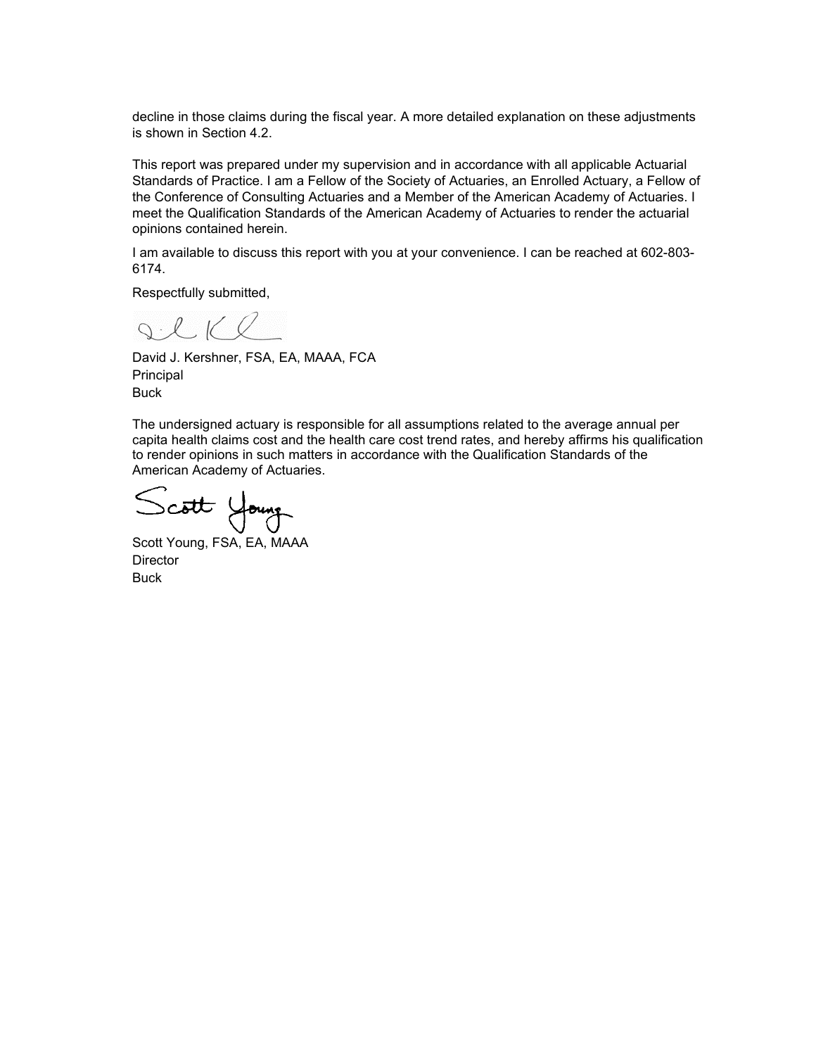decline in those claims during the fiscal year. A more detailed explanation on these adjustments is shown in Section 4.2.

This report was prepared under my supervision and in accordance with all applicable Actuarial Standards of Practice. I am a Fellow of the Society of Actuaries, an Enrolled Actuary, a Fellow of the Conference of Consulting Actuaries and a Member of the American Academy of Actuaries. I meet the Qualification Standards of the American Academy of Actuaries to render the actuarial opinions contained herein.

I am available to discuss this report with you at your convenience. I can be reached at 602-803-6174.

Respectfully submitted,

David J. Kershner, FSA, EA, MAAA, FCA
Principal
Buck

The undersigned actuary is responsible for all assumptions related to the average annual per capita health claims cost and the health care cost trend rates, and hereby affirms his qualification to render opinions in such matters in accordance with the Qualification Standards of the American Academy of Actuaries.

Scott Young, FSA, EA, MAAA
Director
Buck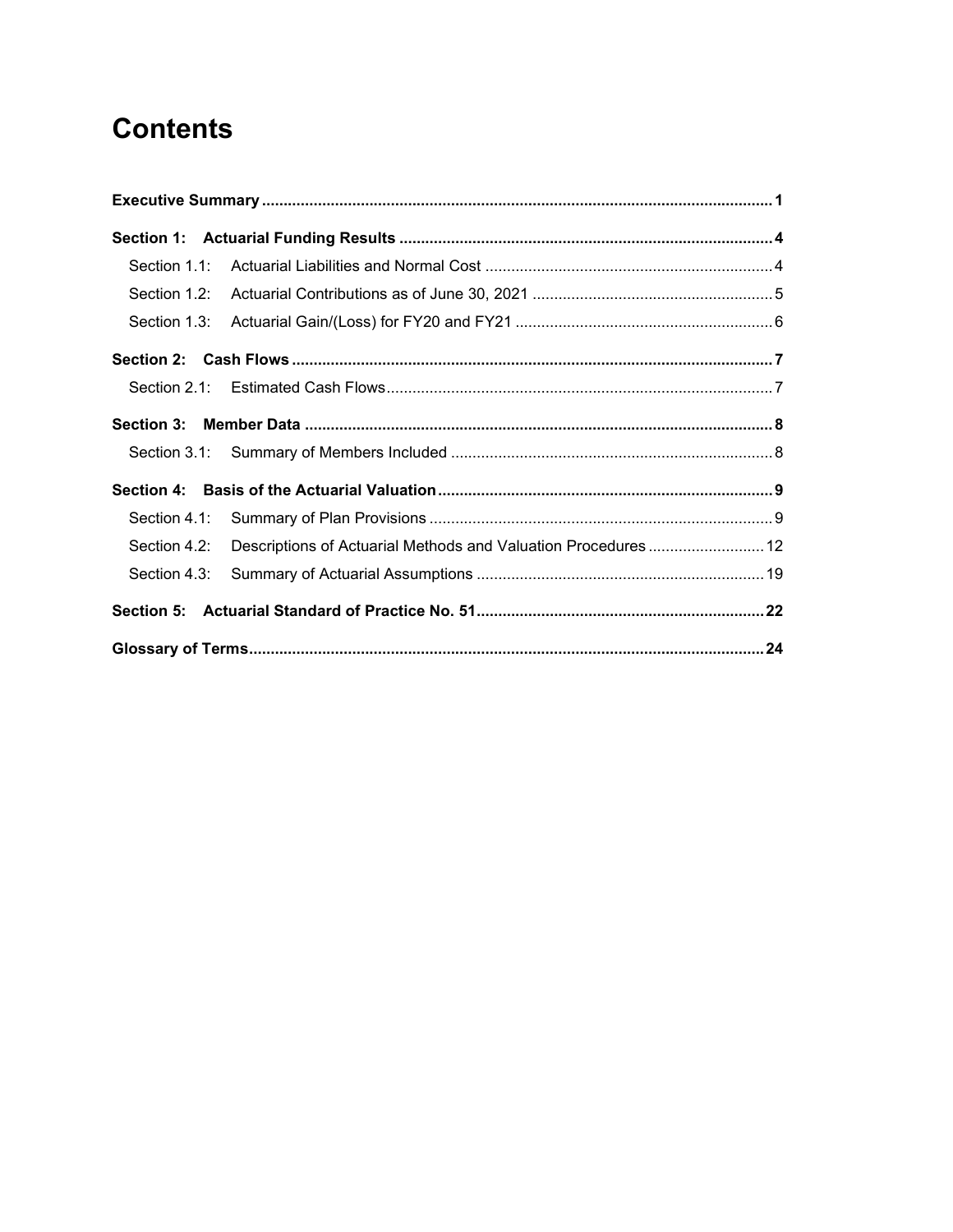# Contents

**Executive Summary** ...... **1**

**Section 1: Actuarial Funding Results** ...... **4**

- Section 1.1: Actuarial Liabilities and Normal Cost ...... 4
- Section 1.2: Actuarial Contributions as of June 30, 2021 ...... 5
- Section 1.3: Actuarial Gain/(Loss) for FY20 and FY21 ...... 6

**Section 2: Cash Flows** ...... **7**

- Section 2.1: Estimated Cash Flows ...... 7

**Section 3: Member Data** ...... **8**

- Section 3.1: Summary of Members Included ...... 8

**Section 4: Basis of the Actuarial Valuation** ...... **9**

- Section 4.1: Summary of Plan Provisions ...... 9
- Section 4.2: Descriptions of Actuarial Methods and Valuation Procedures ...... 12
- Section 4.3: Summary of Actuarial Assumptions ...... 19

**Section 5: Actuarial Standard of Practice No. 51** ...... **22**

**Glossary of Terms** ...... **24**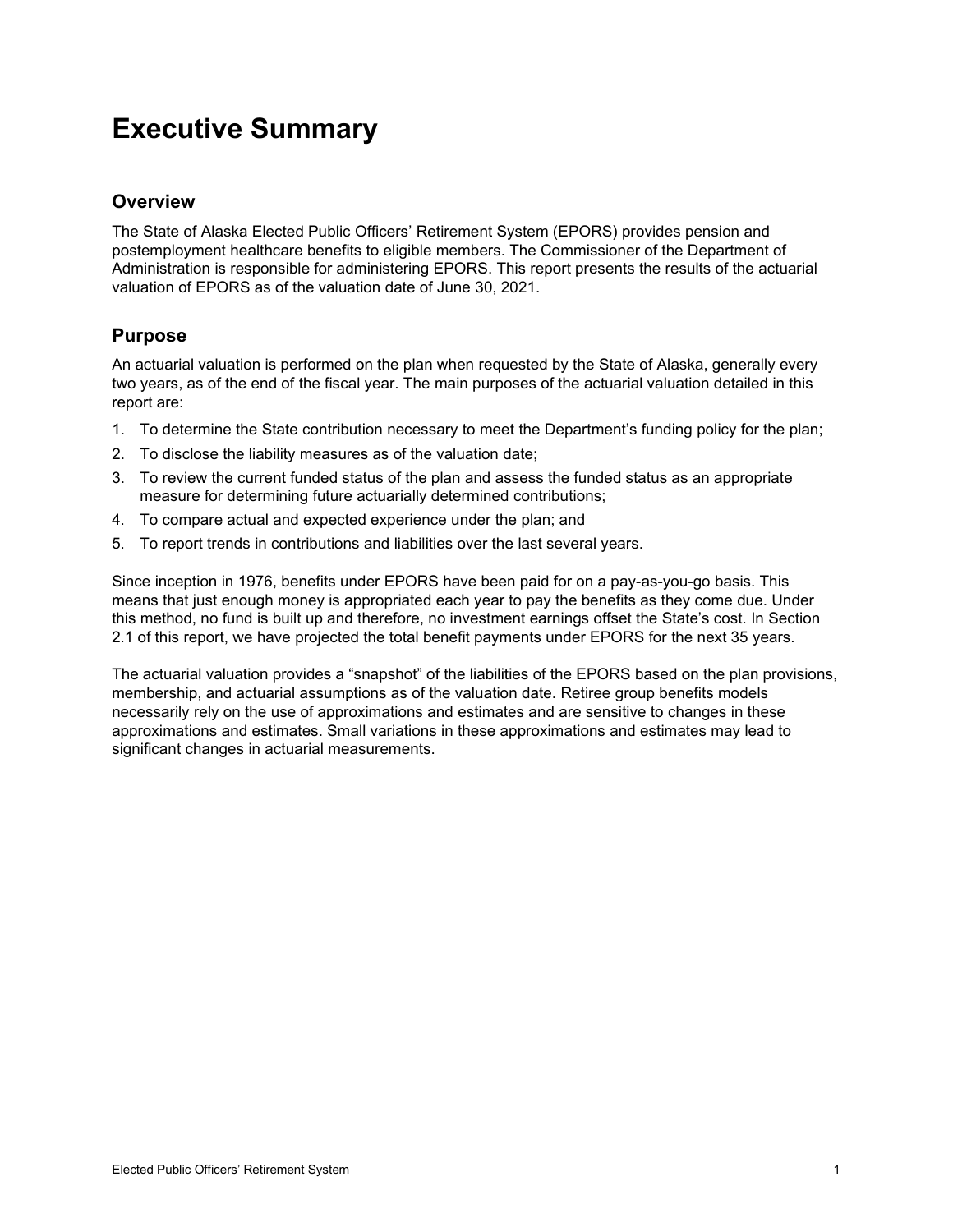# Executive Summary

## Overview

The State of Alaska Elected Public Officers' Retirement System (EPORS) provides pension and postemployment healthcare benefits to eligible members. The Commissioner of the Department of Administration is responsible for administering EPORS. This report presents the results of the actuarial valuation of EPORS as of the valuation date of June 30, 2021.

## Purpose

An actuarial valuation is performed on the plan when requested by the State of Alaska, generally every two years, as of the end of the fiscal year. The main purposes of the actuarial valuation detailed in this report are:

1. To determine the State contribution necessary to meet the Department's funding policy for the plan;
2. To disclose the liability measures as of the valuation date;
3. To review the current funded status of the plan and assess the funded status as an appropriate measure for determining future actuarially determined contributions;
4. To compare actual and expected experience under the plan; and
5. To report trends in contributions and liabilities over the last several years.

Since inception in 1976, benefits under EPORS have been paid for on a pay-as-you-go basis. This means that just enough money is appropriated each year to pay the benefits as they come due. Under this method, no fund is built up and therefore, no investment earnings offset the State's cost. In Section 2.1 of this report, we have projected the total benefit payments under EPORS for the next 35 years.

The actuarial valuation provides a "snapshot" of the liabilities of the EPORS based on the plan provisions, membership, and actuarial assumptions as of the valuation date. Retiree group benefits models necessarily rely on the use of approximations and estimates and are sensitive to changes in these approximations and estimates. Small variations in these approximations and estimates may lead to significant changes in actuarial measurements.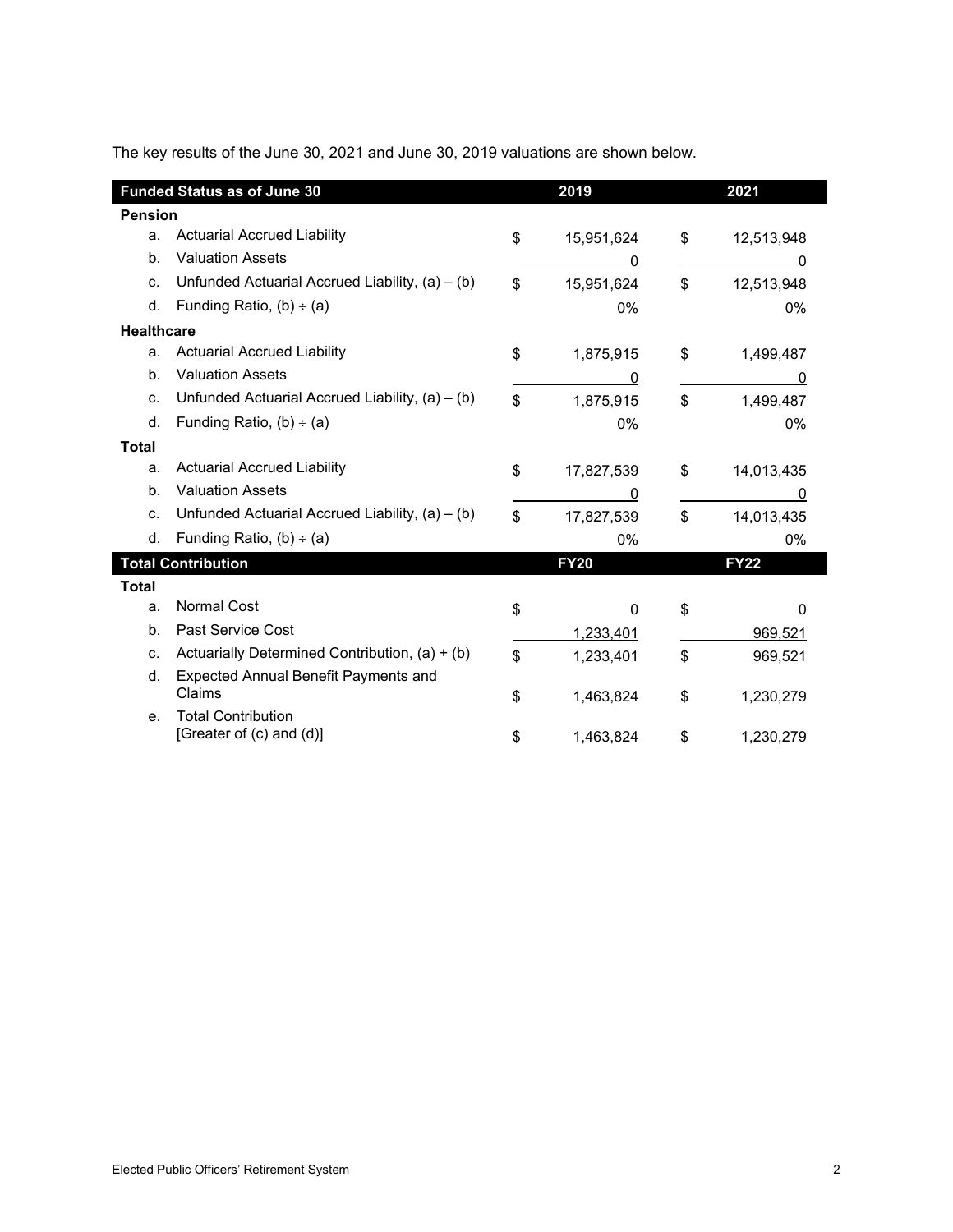The key results of the June 30, 2021 and June 30, 2019 valuations are shown below.

| | Funded Status as of June 30 | 2019 | 2021 |
|---|---|---|---|
| **Pension** | | | |
| a. | Actuarial Accrued Liability | $ 15,951,624 | $ 12,513,948 |
| b. | Valuation Assets | 0 | 0 |
| c. | Unfunded Actuarial Accrued Liability, (a) – (b) | $ 15,951,624 | $ 12,513,948 |
| d. | Funding Ratio, (b) ÷ (a) | 0% | 0% |
| **Healthcare** | | | |
| a. | Actuarial Accrued Liability | $ 1,875,915 | $ 1,499,487 |
| b. | Valuation Assets | 0 | 0 |
| c. | Unfunded Actuarial Accrued Liability, (a) – (b) | $ 1,875,915 | $ 1,499,487 |
| d. | Funding Ratio, (b) ÷ (a) | 0% | 0% |
| **Total** | | | |
| a. | Actuarial Accrued Liability | $ 17,827,539 | $ 14,013,435 |
| b. | Valuation Assets | 0 | 0 |
| c. | Unfunded Actuarial Accrued Liability, (a) – (b) | $ 17,827,539 | $ 14,013,435 |
| d. | Funding Ratio, (b) ÷ (a) | 0% | 0% |
| | **Total Contribution** | **FY20** | **FY22** |
| **Total** | | | |
| a. | Normal Cost | $ 0 | $ 0 |
| b. | Past Service Cost | 1,233,401 | 969,521 |
| c. | Actuarially Determined Contribution, (a) + (b) | $ 1,233,401 | $ 969,521 |
| d. | Expected Annual Benefit Payments and Claims | $ 1,463,824 | $ 1,230,279 |
| e. | Total Contribution [Greater of (c) and (d)] | $ 1,463,824 | $ 1,230,279 |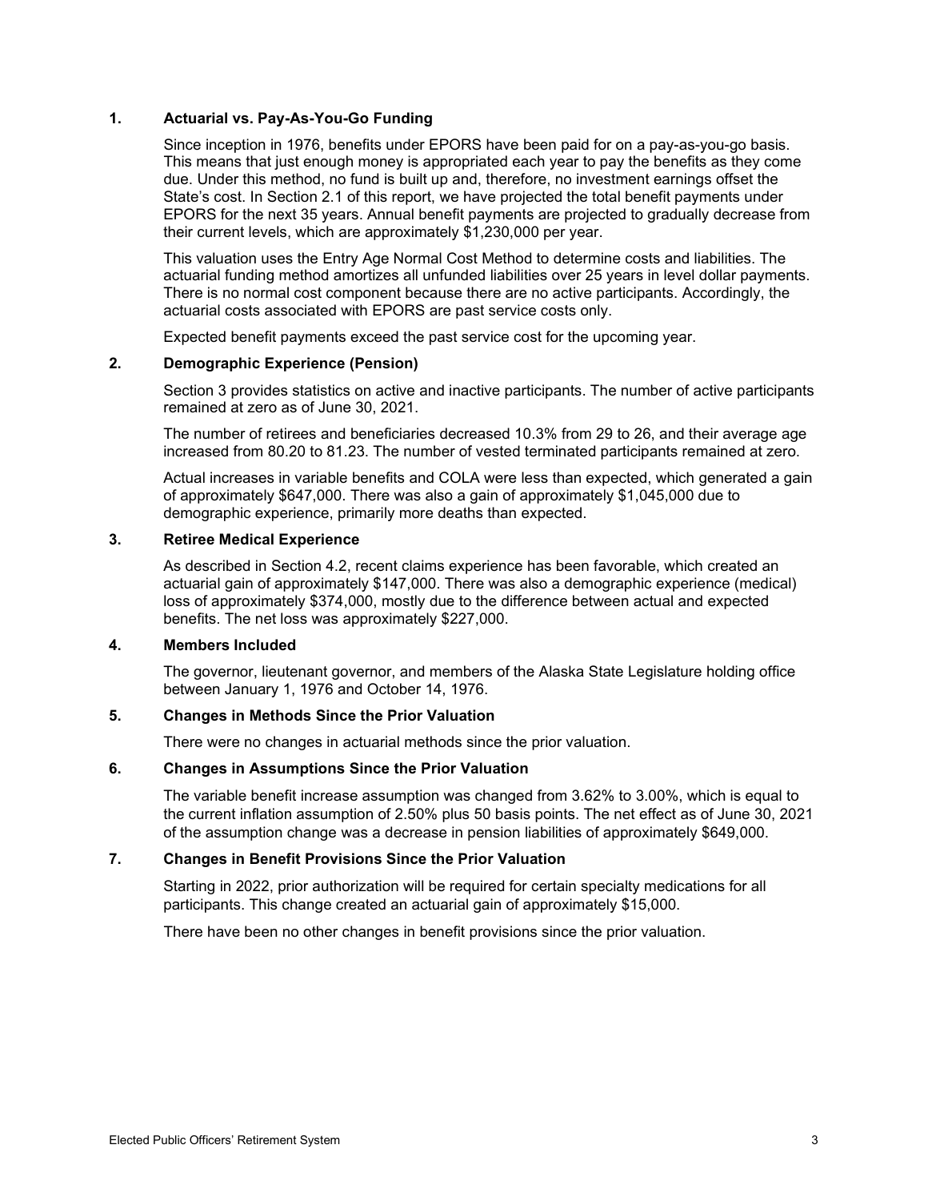### 1. Actuarial vs. Pay-As-You-Go Funding

Since inception in 1976, benefits under EPORS have been paid for on a pay-as-you-go basis. This means that just enough money is appropriated each year to pay the benefits as they come due. Under this method, no fund is built up and, therefore, no investment earnings offset the State's cost. In Section 2.1 of this report, we have projected the total benefit payments under EPORS for the next 35 years. Annual benefit payments are projected to gradually decrease from their current levels, which are approximately $1,230,000 per year.

This valuation uses the Entry Age Normal Cost Method to determine costs and liabilities. The actuarial funding method amortizes all unfunded liabilities over 25 years in level dollar payments. There is no normal cost component because there are no active participants. Accordingly, the actuarial costs associated with EPORS are past service costs only.

Expected benefit payments exceed the past service cost for the upcoming year.

### 2. Demographic Experience (Pension)

Section 3 provides statistics on active and inactive participants. The number of active participants remained at zero as of June 30, 2021.

The number of retirees and beneficiaries decreased 10.3% from 29 to 26, and their average age increased from 80.20 to 81.23. The number of vested terminated participants remained at zero.

Actual increases in variable benefits and COLA were less than expected, which generated a gain of approximately $647,000. There was also a gain of approximately $1,045,000 due to demographic experience, primarily more deaths than expected.

### 3. Retiree Medical Experience

As described in Section 4.2, recent claims experience has been favorable, which created an actuarial gain of approximately $147,000. There was also a demographic experience (medical) loss of approximately $374,000, mostly due to the difference between actual and expected benefits. The net loss was approximately $227,000.

### 4. Members Included

The governor, lieutenant governor, and members of the Alaska State Legislature holding office between January 1, 1976 and October 14, 1976.

### 5. Changes in Methods Since the Prior Valuation

There were no changes in actuarial methods since the prior valuation.

### 6. Changes in Assumptions Since the Prior Valuation

The variable benefit increase assumption was changed from 3.62% to 3.00%, which is equal to the current inflation assumption of 2.50% plus 50 basis points. The net effect as of June 30, 2021 of the assumption change was a decrease in pension liabilities of approximately $649,000.

### 7. Changes in Benefit Provisions Since the Prior Valuation

Starting in 2022, prior authorization will be required for certain specialty medications for all participants. This change created an actuarial gain of approximately $15,000.

There have been no other changes in benefit provisions since the prior valuation.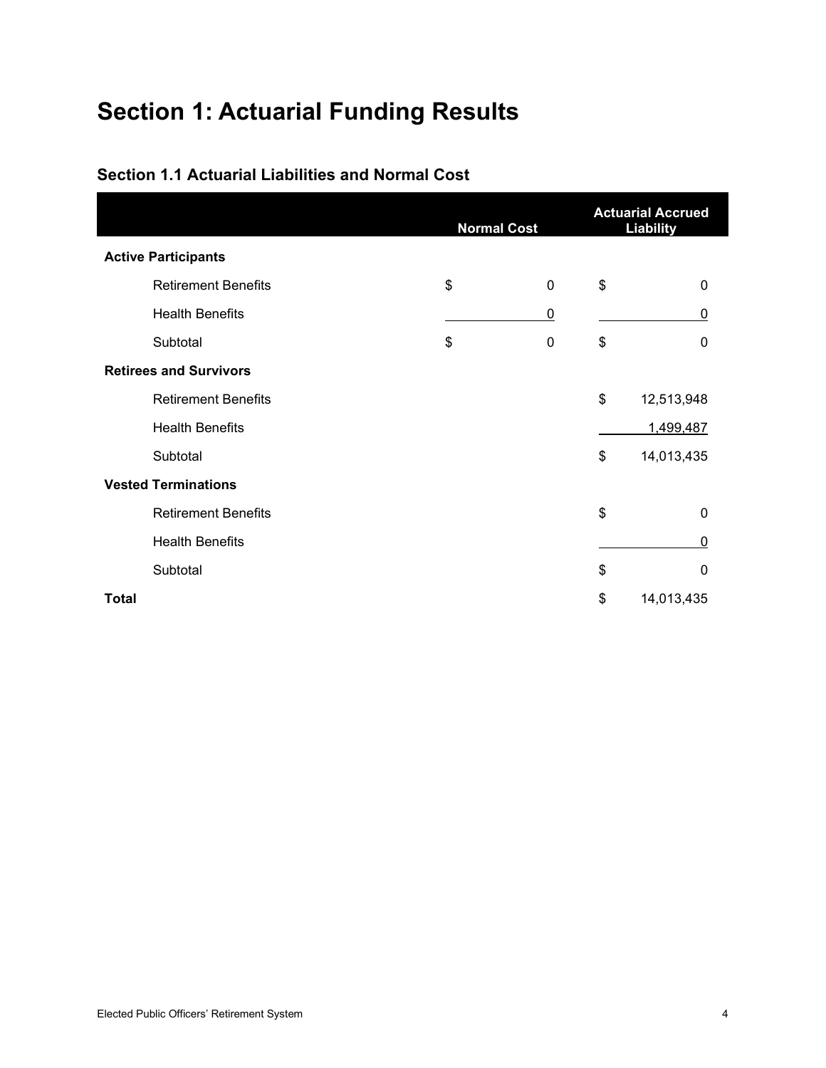# Section 1: Actuarial Funding Results

## Section 1.1 Actuarial Liabilities and Normal Cost

| | Normal Cost | Actuarial Accrued Liability |
|---|---|---|
| **Active Participants** | | |
| Retirement Benefits | $ 0 | $ 0 |
| Health Benefits | 0 | 0 |
| Subtotal | $ 0 | $ 0 |
| **Retirees and Survivors** | | |
| Retirement Benefits | | $ 12,513,948 |
| Health Benefits | | 1,499,487 |
| Subtotal | | $ 14,013,435 |
| **Vested Terminations** | | |
| Retirement Benefits | | $ 0 |
| Health Benefits | | 0 |
| Subtotal | | $ 0 |
| **Total** | | $ 14,013,435 |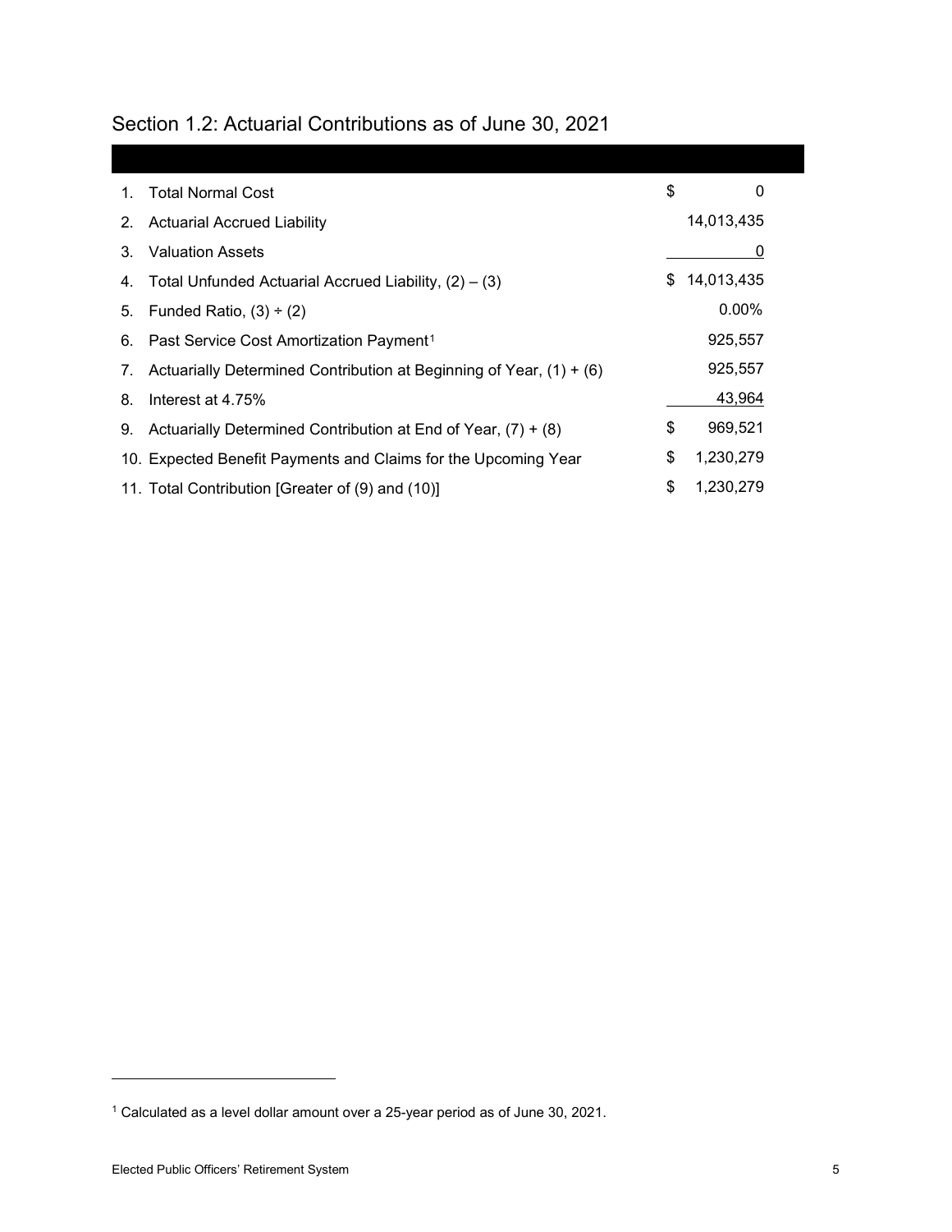## Section 1.2: Actuarial Contributions as of June 30, 2021

| | | |
|---|---|---|
| 1. | Total Normal Cost | $ 0 |
| 2. | Actuarial Accrued Liability | 14,013,435 |
| 3. | Valuation Assets | 0 |
| 4. | Total Unfunded Actuarial Accrued Liability, (2) – (3) | $ 14,013,435 |
| 5. | Funded Ratio, (3) ÷ (2) | 0.00% |
| 6. | Past Service Cost Amortization Payment[1] | 925,557 |
| 7. | Actuarially Determined Contribution at Beginning of Year, (1) + (6) | 925,557 |
| 8. | Interest at 4.75% | 43,964 |
| 9. | Actuarially Determined Contribution at End of Year, (7) + (8) | $ 969,521 |
| 10. | Expected Benefit Payments and Claims for the Upcoming Year | $ 1,230,279 |
| 11. | Total Contribution [Greater of (9) and (10)] | $ 1,230,279 |

[1] Calculated as a level dollar amount over a 25-year period as of June 30, 2021.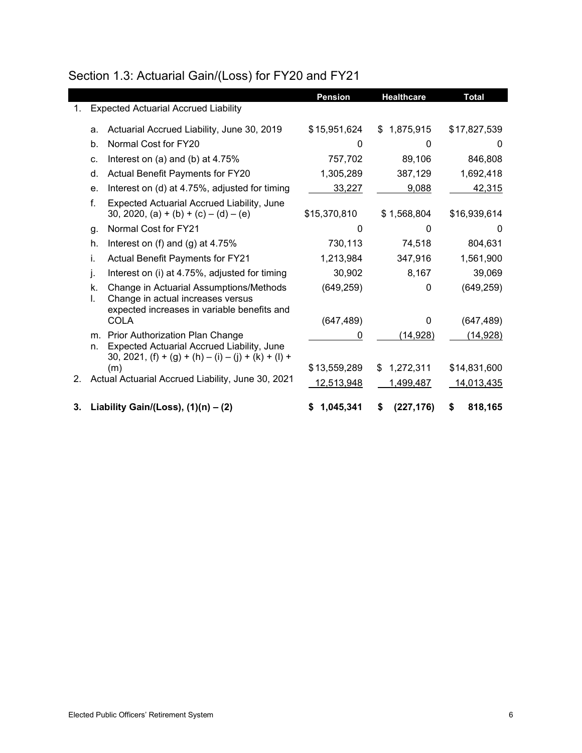## Section 1.3: Actuarial Gain/(Loss) for FY20 and FY21

| | | Pension | Healthcare | Total |
|---|---|---|---|---|
| 1. | Expected Actuarial Accrued Liability | | | |
| | a. Actuarial Accrued Liability, June 30, 2019 | $15,951,624 | $ 1,875,915 | $17,827,539 |
| | b. Normal Cost for FY20 | 0 | 0 | 0 |
| | c. Interest on (a) and (b) at 4.75% | 757,702 | 89,106 | 846,808 |
| | d. Actual Benefit Payments for FY20 | 1,305,289 | 387,129 | 1,692,418 |
| | e. Interest on (d) at 4.75%, adjusted for timing | 33,227 | 9,088 | 42,315 |
| | f. Expected Actuarial Accrued Liability, June 30, 2020, (a) + (b) + (c) – (d) – (e) | $15,370,810 | $ 1,568,804 | $16,939,614 |
| | g. Normal Cost for FY21 | 0 | 0 | 0 |
| | h. Interest on (f) and (g) at 4.75% | 730,113 | 74,518 | 804,631 |
| | i. Actual Benefit Payments for FY21 | 1,213,984 | 347,916 | 1,561,900 |
| | j. Interest on (i) at 4.75%, adjusted for timing | 30,902 | 8,167 | 39,069 |
| | k. Change in Actuarial Assumptions/Methods | (649,259) | 0 | (649,259) |
| | l. Change in actual increases versus expected increases in variable benefits and COLA | (647,489) | 0 | (647,489) |
| | m. Prior Authorization Plan Change | 0 | (14,928) | (14,928) |
| | n. Expected Actuarial Accrued Liability, June 30, 2021, (f) + (g) + (h) – (i) – (j) + (k) + (l) + (m) | $13,559,289 | $ 1,272,311 | $14,831,600 |
| 2. | Actual Actuarial Accrued Liability, June 30, 2021 | 12,513,948 | 1,499,487 | 14,013,435 |
| **3.** | **Liability Gain/(Loss), (1)(n) – (2)** | **$ 1,045,341** | **$ (227,176)** | **$ 818,165** |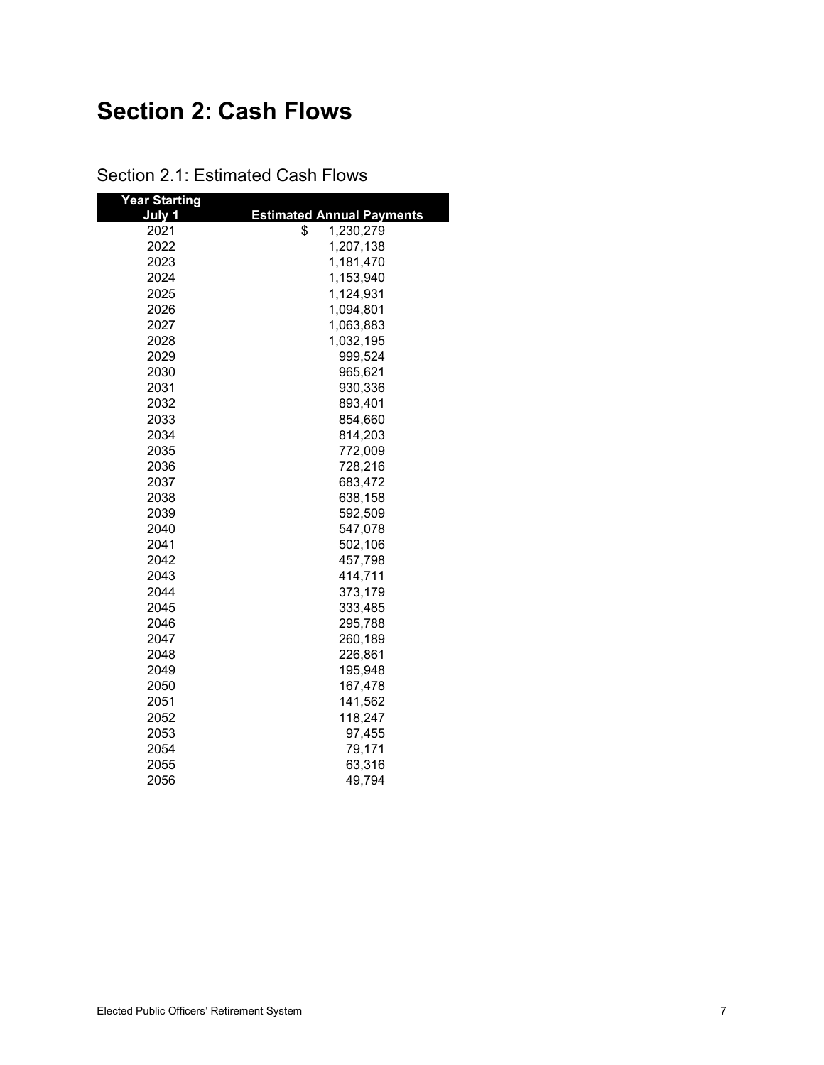# Section 2: Cash Flows

## Section 2.1: Estimated Cash Flows

| Year Starting July 1 | Estimated Annual Payments |
|---|---|
| 2021 | $ 1,230,279 |
| 2022 | 1,207,138 |
| 2023 | 1,181,470 |
| 2024 | 1,153,940 |
| 2025 | 1,124,931 |
| 2026 | 1,094,801 |
| 2027 | 1,063,883 |
| 2028 | 1,032,195 |
| 2029 | 999,524 |
| 2030 | 965,621 |
| 2031 | 930,336 |
| 2032 | 893,401 |
| 2033 | 854,660 |
| 2034 | 814,203 |
| 2035 | 772,009 |
| 2036 | 728,216 |
| 2037 | 683,472 |
| 2038 | 638,158 |
| 2039 | 592,509 |
| 2040 | 547,078 |
| 2041 | 502,106 |
| 2042 | 457,798 |
| 2043 | 414,711 |
| 2044 | 373,179 |
| 2045 | 333,485 |
| 2046 | 295,788 |
| 2047 | 260,189 |
| 2048 | 226,861 |
| 2049 | 195,948 |
| 2050 | 167,478 |
| 2051 | 141,562 |
| 2052 | 118,247 |
| 2053 | 97,455 |
| 2054 | 79,171 |
| 2055 | 63,316 |
| 2056 | 49,794 |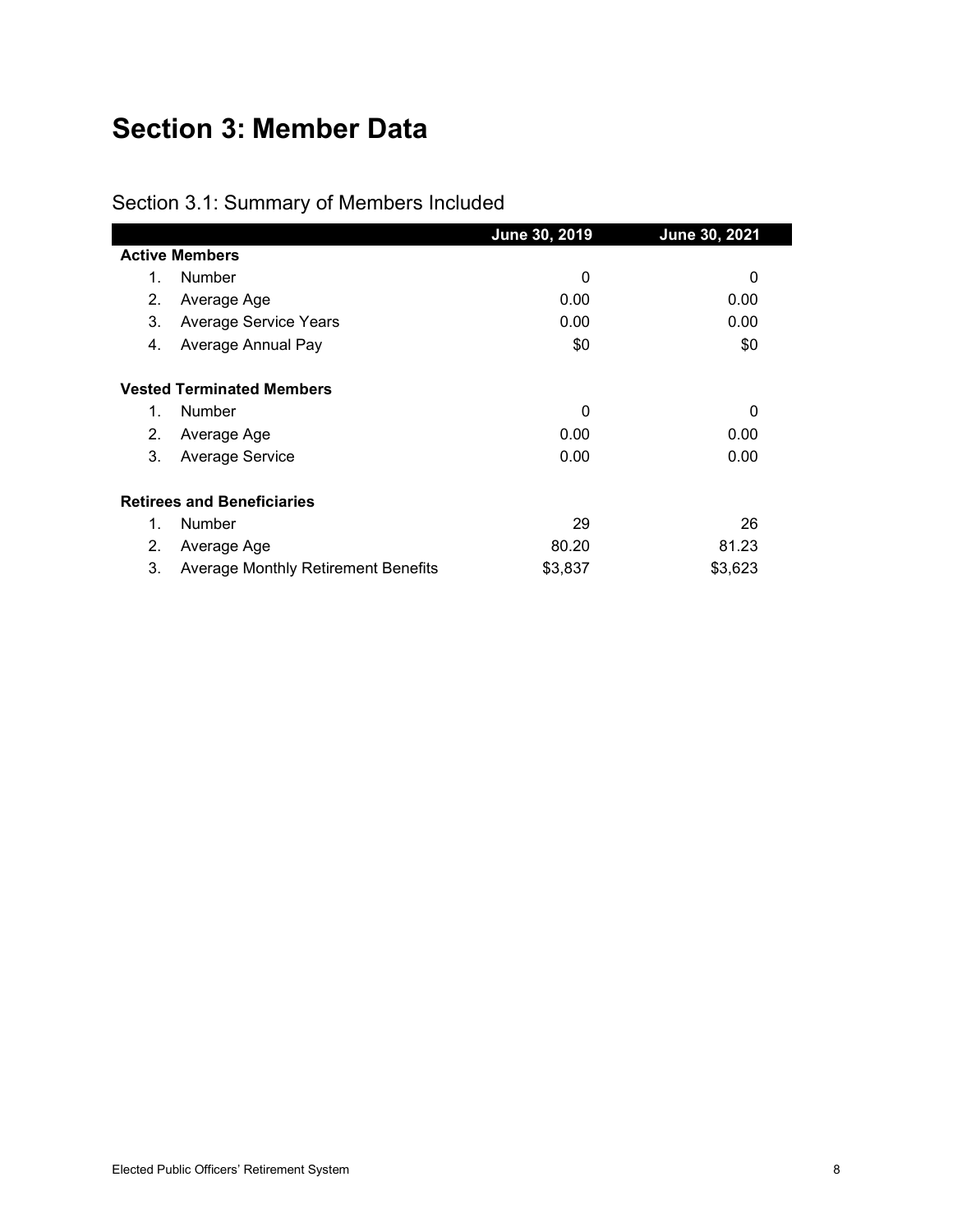# Section 3: Member Data

## Section 3.1: Summary of Members Included

| | June 30, 2019 | June 30, 2021 |
|---|---|---|
| **Active Members** | | |
| 1. Number | 0 | 0 |
| 2. Average Age | 0.00 | 0.00 |
| 3. Average Service Years | 0.00 | 0.00 |
| 4. Average Annual Pay | $0 | $0 |
| **Vested Terminated Members** | | |
| 1. Number | 0 | 0 |
| 2. Average Age | 0.00 | 0.00 |
| 3. Average Service | 0.00 | 0.00 |
| **Retirees and Beneficiaries** | | |
| 1. Number | 29 | 26 |
| 2. Average Age | 80.20 | 81.23 |
| 3. Average Monthly Retirement Benefits | $3,837 | $3,623 |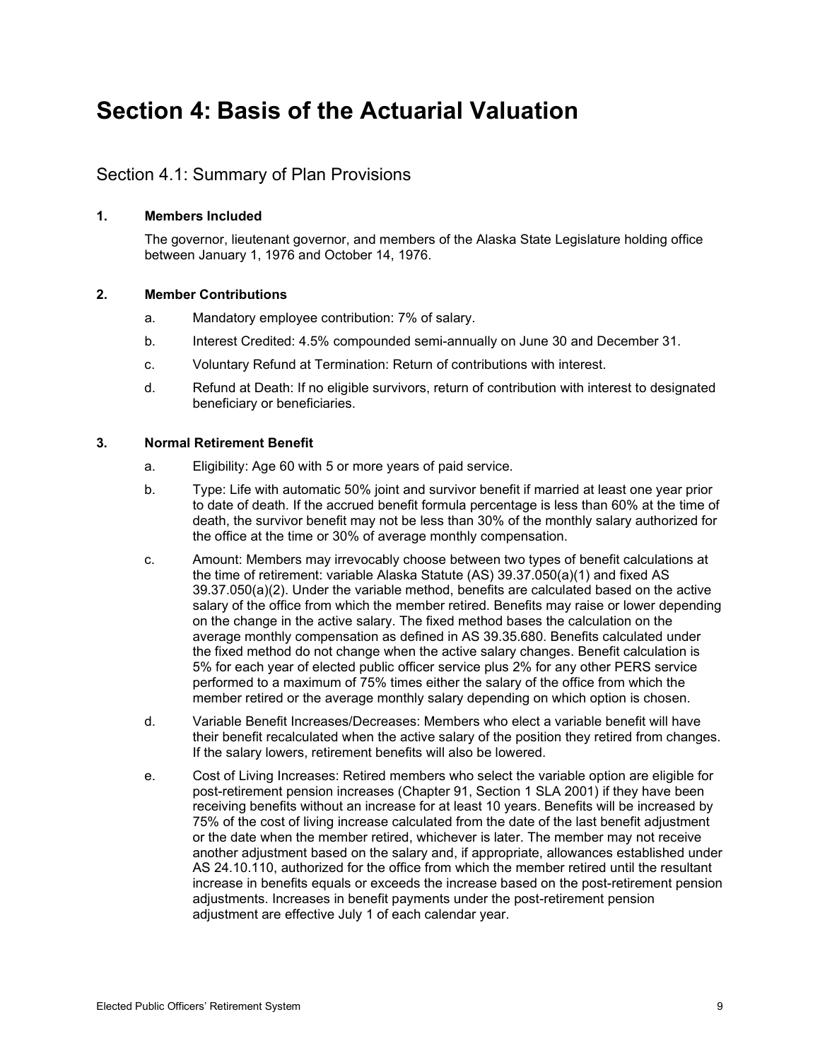# Section 4: Basis of the Actuarial Valuation

## Section 4.1: Summary of Plan Provisions

**1. Members Included**

The governor, lieutenant governor, and members of the Alaska State Legislature holding office between January 1, 1976 and October 14, 1976.

**2. Member Contributions**

a. Mandatory employee contribution: 7% of salary.

b. Interest Credited: 4.5% compounded semi-annually on June 30 and December 31.

c. Voluntary Refund at Termination: Return of contributions with interest.

d. Refund at Death: If no eligible survivors, return of contribution with interest to designated beneficiary or beneficiaries.

**3. Normal Retirement Benefit**

a. Eligibility: Age 60 with 5 or more years of paid service.

b. Type: Life with automatic 50% joint and survivor benefit if married at least one year prior to date of death. If the accrued benefit formula percentage is less than 60% at the time of death, the survivor benefit may not be less than 30% of the monthly salary authorized for the office at the time or 30% of average monthly compensation.

c. Amount: Members may irrevocably choose between two types of benefit calculations at the time of retirement: variable Alaska Statute (AS) 39.37.050(a)(1) and fixed AS 39.37.050(a)(2). Under the variable method, benefits are calculated based on the active salary of the office from which the member retired. Benefits may raise or lower depending on the change in the active salary. The fixed method bases the calculation on the average monthly compensation as defined in AS 39.35.680. Benefits calculated under the fixed method do not change when the active salary changes. Benefit calculation is 5% for each year of elected public officer service plus 2% for any other PERS service performed to a maximum of 75% times either the salary of the office from which the member retired or the average monthly salary depending on which option is chosen.

d. Variable Benefit Increases/Decreases: Members who elect a variable benefit will have their benefit recalculated when the active salary of the position they retired from changes. If the salary lowers, retirement benefits will also be lowered.

e. Cost of Living Increases: Retired members who select the variable option are eligible for post-retirement pension increases (Chapter 91, Section 1 SLA 2001) if they have been receiving benefits without an increase for at least 10 years. Benefits will be increased by 75% of the cost of living increase calculated from the date of the last benefit adjustment or the date when the member retired, whichever is later. The member may not receive another adjustment based on the salary and, if appropriate, allowances established under AS 24.10.110, authorized for the office from which the member retired until the resultant increase in benefits equals or exceeds the increase based on the post-retirement pension adjustments. Increases in benefit payments under the post-retirement pension adjustment are effective July 1 of each calendar year.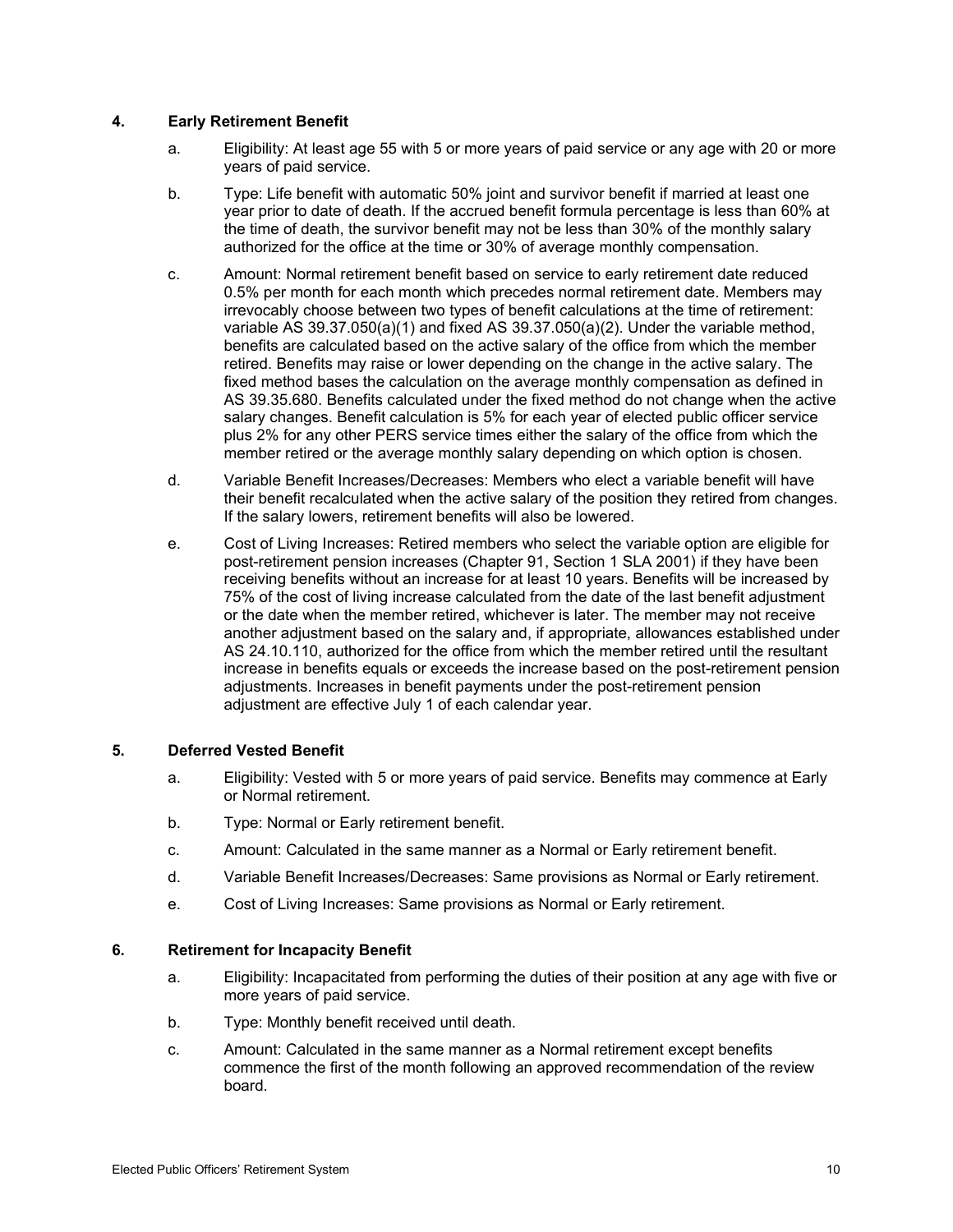**4. Early Retirement Benefit**

a. Eligibility: At least age 55 with 5 or more years of paid service or any age with 20 or more years of paid service.

b. Type: Life benefit with automatic 50% joint and survivor benefit if married at least one year prior to date of death. If the accrued benefit formula percentage is less than 60% at the time of death, the survivor benefit may not be less than 30% of the monthly salary authorized for the office at the time or 30% of average monthly compensation.

c. Amount: Normal retirement benefit based on service to early retirement date reduced 0.5% per month for each month which precedes normal retirement date. Members may irrevocably choose between two types of benefit calculations at the time of retirement: variable AS 39.37.050(a)(1) and fixed AS 39.37.050(a)(2). Under the variable method, benefits are calculated based on the active salary of the office from which the member retired. Benefits may raise or lower depending on the change in the active salary. The fixed method bases the calculation on the average monthly compensation as defined in AS 39.35.680. Benefits calculated under the fixed method do not change when the active salary changes. Benefit calculation is 5% for each year of elected public officer service plus 2% for any other PERS service times either the salary of the office from which the member retired or the average monthly salary depending on which option is chosen.

d. Variable Benefit Increases/Decreases: Members who elect a variable benefit will have their benefit recalculated when the active salary of the position they retired from changes. If the salary lowers, retirement benefits will also be lowered.

e. Cost of Living Increases: Retired members who select the variable option are eligible for post-retirement pension increases (Chapter 91, Section 1 SLA 2001) if they have been receiving benefits without an increase for at least 10 years. Benefits will be increased by 75% of the cost of living increase calculated from the date of the last benefit adjustment or the date when the member retired, whichever is later. The member may not receive another adjustment based on the salary and, if appropriate, allowances established under AS 24.10.110, authorized for the office from which the member retired until the resultant increase in benefits equals or exceeds the increase based on the post-retirement pension adjustments. Increases in benefit payments under the post-retirement pension adjustment are effective July 1 of each calendar year.

**5. Deferred Vested Benefit**

a. Eligibility: Vested with 5 or more years of paid service. Benefits may commence at Early or Normal retirement.

b. Type: Normal or Early retirement benefit.

c. Amount: Calculated in the same manner as a Normal or Early retirement benefit.

d. Variable Benefit Increases/Decreases: Same provisions as Normal or Early retirement.

e. Cost of Living Increases: Same provisions as Normal or Early retirement.

**6. Retirement for Incapacity Benefit**

a. Eligibility: Incapacitated from performing the duties of their position at any age with five or more years of paid service.

b. Type: Monthly benefit received until death.

c. Amount: Calculated in the same manner as a Normal retirement except benefits commence the first of the month following an approved recommendation of the review board.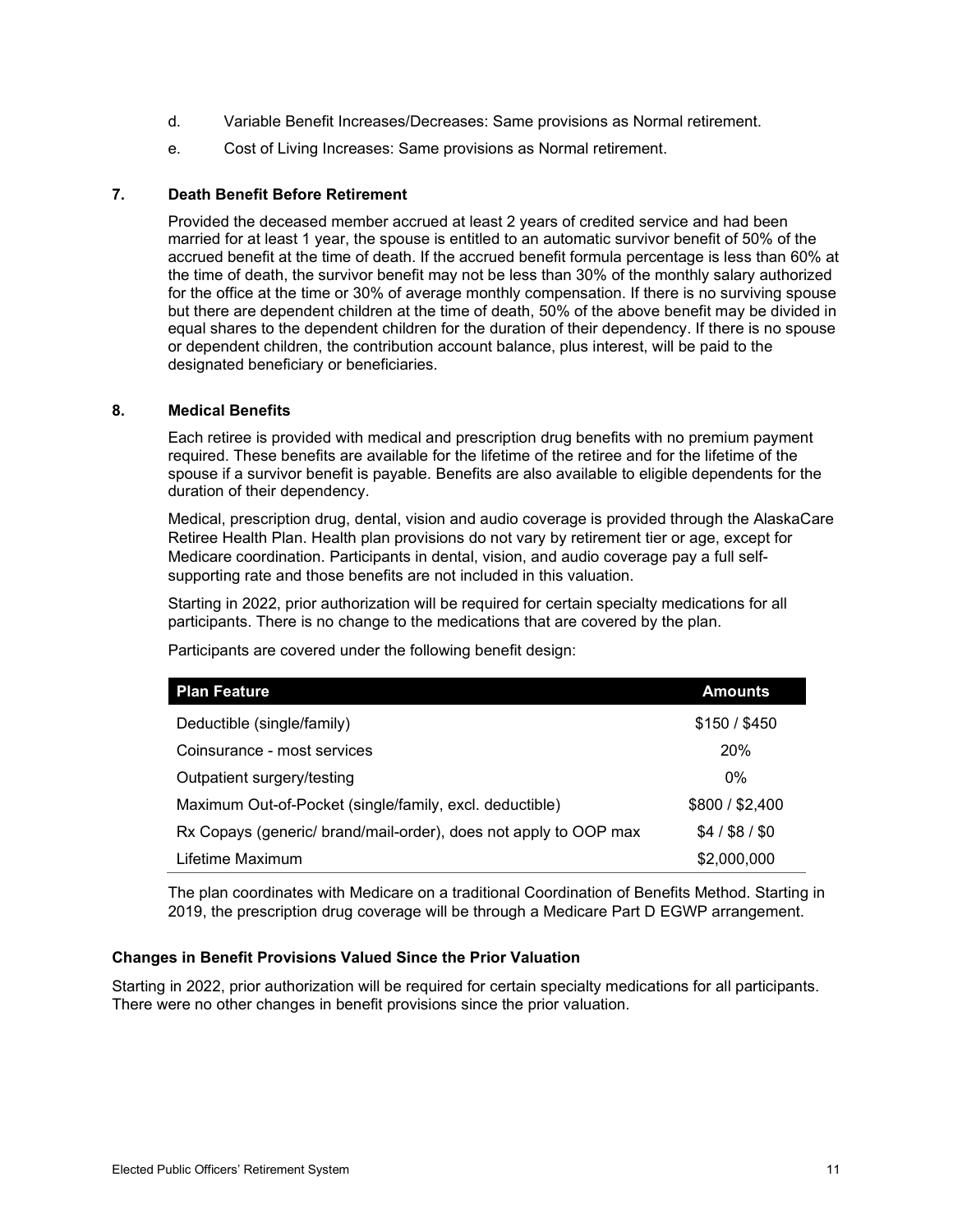d. Variable Benefit Increases/Decreases: Same provisions as Normal retirement.

e. Cost of Living Increases: Same provisions as Normal retirement.

### 7. Death Benefit Before Retirement

Provided the deceased member accrued at least 2 years of credited service and had been married for at least 1 year, the spouse is entitled to an automatic survivor benefit of 50% of the accrued benefit at the time of death. If the accrued benefit formula percentage is less than 60% at the time of death, the survivor benefit may not be less than 30% of the monthly salary authorized for the office at the time or 30% of average monthly compensation. If there is no surviving spouse but there are dependent children at the time of death, 50% of the above benefit may be divided in equal shares to the dependent children for the duration of their dependency. If there is no spouse or dependent children, the contribution account balance, plus interest, will be paid to the designated beneficiary or beneficiaries.

### 8. Medical Benefits

Each retiree is provided with medical and prescription drug benefits with no premium payment required. These benefits are available for the lifetime of the retiree and for the lifetime of the spouse if a survivor benefit is payable. Benefits are also available to eligible dependents for the duration of their dependency.

Medical, prescription drug, dental, vision and audio coverage is provided through the AlaskaCare Retiree Health Plan. Health plan provisions do not vary by retirement tier or age, except for Medicare coordination. Participants in dental, vision, and audio coverage pay a full self-supporting rate and those benefits are not included in this valuation.

Starting in 2022, prior authorization will be required for certain specialty medications for all participants. There is no change to the medications that are covered by the plan.

Participants are covered under the following benefit design:

| Plan Feature | Amounts |
|---|---|
| Deductible (single/family) | $150 / $450 |
| Coinsurance - most services | 20% |
| Outpatient surgery/testing | 0% |
| Maximum Out-of-Pocket (single/family, excl. deductible) | $800 / $2,400 |
| Rx Copays (generic/ brand/mail-order), does not apply to OOP max | $4 / $8 / $0 |
| Lifetime Maximum | $2,000,000 |

The plan coordinates with Medicare on a traditional Coordination of Benefits Method. Starting in 2019, the prescription drug coverage will be through a Medicare Part D EGWP arrangement.

### Changes in Benefit Provisions Valued Since the Prior Valuation

Starting in 2022, prior authorization will be required for certain specialty medications for all participants. There were no other changes in benefit provisions since the prior valuation.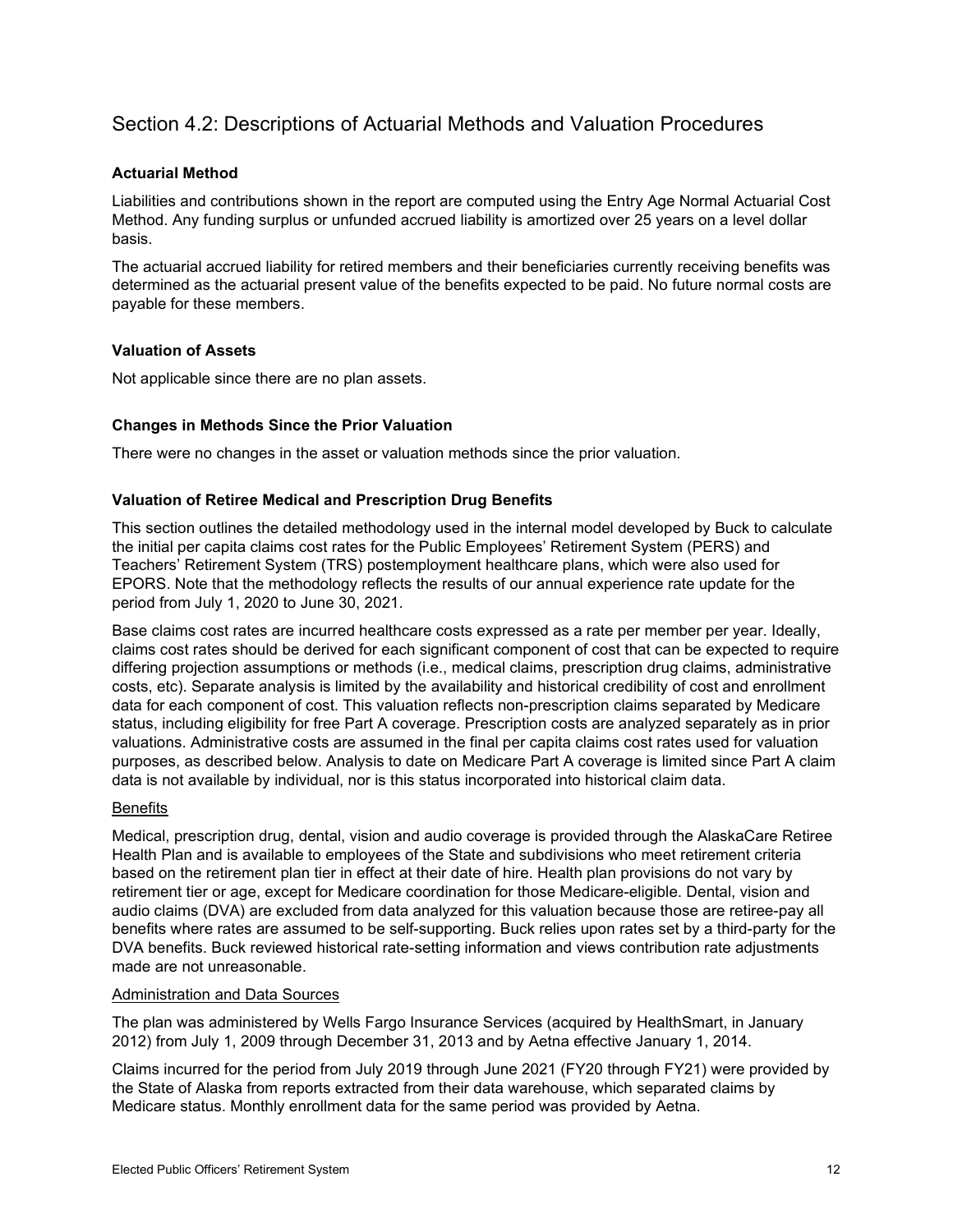## Section 4.2: Descriptions of Actuarial Methods and Valuation Procedures

### Actuarial Method

Liabilities and contributions shown in the report are computed using the Entry Age Normal Actuarial Cost Method. Any funding surplus or unfunded accrued liability is amortized over 25 years on a level dollar basis.

The actuarial accrued liability for retired members and their beneficiaries currently receiving benefits was determined as the actuarial present value of the benefits expected to be paid. No future normal costs are payable for these members.

### Valuation of Assets

Not applicable since there are no plan assets.

### Changes in Methods Since the Prior Valuation

There were no changes in the asset or valuation methods since the prior valuation.

### Valuation of Retiree Medical and Prescription Drug Benefits

This section outlines the detailed methodology used in the internal model developed by Buck to calculate the initial per capita claims cost rates for the Public Employees' Retirement System (PERS) and Teachers' Retirement System (TRS) postemployment healthcare plans, which were also used for EPORS. Note that the methodology reflects the results of our annual experience rate update for the period from July 1, 2020 to June 30, 2021.

Base claims cost rates are incurred healthcare costs expressed as a rate per member per year. Ideally, claims cost rates should be derived for each significant component of cost that can be expected to require differing projection assumptions or methods (i.e., medical claims, prescription drug claims, administrative costs, etc). Separate analysis is limited by the availability and historical credibility of cost and enrollment data for each component of cost. This valuation reflects non-prescription claims separated by Medicare status, including eligibility for free Part A coverage. Prescription costs are analyzed separately as in prior valuations. Administrative costs are assumed in the final per capita claims cost rates used for valuation purposes, as described below. Analysis to date on Medicare Part A coverage is limited since Part A claim data is not available by individual, nor is this status incorporated into historical claim data.

#### Benefits

Medical, prescription drug, dental, vision and audio coverage is provided through the AlaskaCare Retiree Health Plan and is available to employees of the State and subdivisions who meet retirement criteria based on the retirement plan tier in effect at their date of hire. Health plan provisions do not vary by retirement tier or age, except for Medicare coordination for those Medicare-eligible. Dental, vision and audio claims (DVA) are excluded from data analyzed for this valuation because those are retiree-pay all benefits where rates are assumed to be self-supporting. Buck relies upon rates set by a third-party for the DVA benefits. Buck reviewed historical rate-setting information and views contribution rate adjustments made are not unreasonable.

#### Administration and Data Sources

The plan was administered by Wells Fargo Insurance Services (acquired by HealthSmart, in January 2012) from July 1, 2009 through December 31, 2013 and by Aetna effective January 1, 2014.

Claims incurred for the period from July 2019 through June 2021 (FY20 through FY21) were provided by the State of Alaska from reports extracted from their data warehouse, which separated claims by Medicare status. Monthly enrollment data for the same period was provided by Aetna.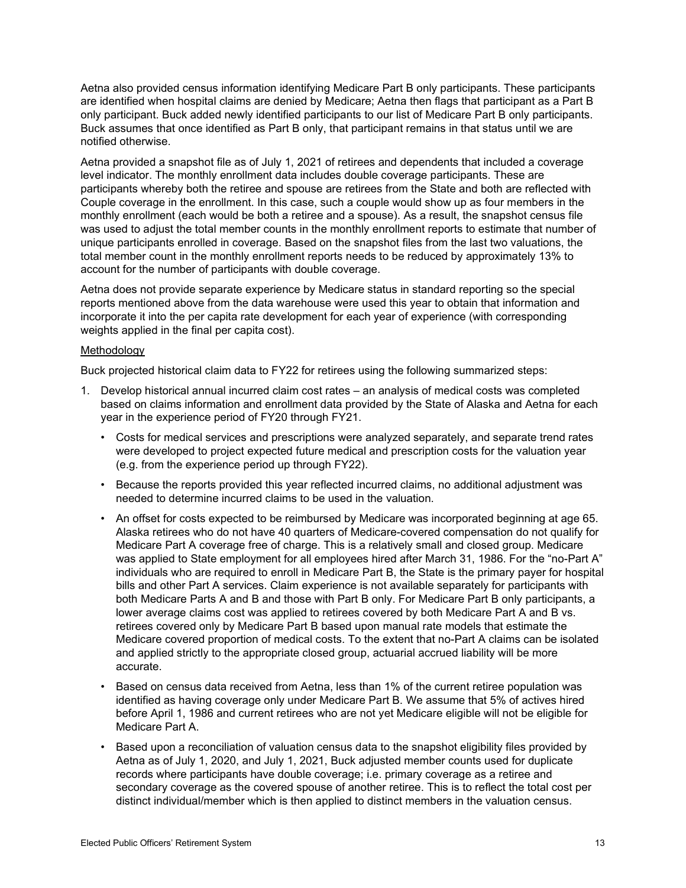Aetna also provided census information identifying Medicare Part B only participants. These participants are identified when hospital claims are denied by Medicare; Aetna then flags that participant as a Part B only participant. Buck added newly identified participants to our list of Medicare Part B only participants. Buck assumes that once identified as Part B only, that participant remains in that status until we are notified otherwise.

Aetna provided a snapshot file as of July 1, 2021 of retirees and dependents that included a coverage level indicator. The monthly enrollment data includes double coverage participants. These are participants whereby both the retiree and spouse are retirees from the State and both are reflected with Couple coverage in the enrollment. In this case, such a couple would show up as four members in the monthly enrollment (each would be both a retiree and a spouse). As a result, the snapshot census file was used to adjust the total member counts in the monthly enrollment reports to estimate that number of unique participants enrolled in coverage. Based on the snapshot files from the last two valuations, the total member count in the monthly enrollment reports needs to be reduced by approximately 13% to account for the number of participants with double coverage.

Aetna does not provide separate experience by Medicare status in standard reporting so the special reports mentioned above from the data warehouse were used this year to obtain that information and incorporate it into the per capita rate development for each year of experience (with corresponding weights applied in the final per capita cost).

Methodology

Buck projected historical claim data to FY22 for retirees using the following summarized steps:

1. Develop historical annual incurred claim cost rates – an analysis of medical costs was completed based on claims information and enrollment data provided by the State of Alaska and Aetna for each year in the experience period of FY20 through FY21.
   - Costs for medical services and prescriptions were analyzed separately, and separate trend rates were developed to project expected future medical and prescription costs for the valuation year (e.g. from the experience period up through FY22).
   - Because the reports provided this year reflected incurred claims, no additional adjustment was needed to determine incurred claims to be used in the valuation.
   - An offset for costs expected to be reimbursed by Medicare was incorporated beginning at age 65. Alaska retirees who do not have 40 quarters of Medicare-covered compensation do not qualify for Medicare Part A coverage free of charge. This is a relatively small and closed group. Medicare was applied to State employment for all employees hired after March 31, 1986. For the "no-Part A" individuals who are required to enroll in Medicare Part B, the State is the primary payer for hospital bills and other Part A services. Claim experience is not available separately for participants with both Medicare Parts A and B and those with Part B only. For Medicare Part B only participants, a lower average claims cost was applied to retirees covered by both Medicare Part A and B vs. retirees covered only by Medicare Part B based upon manual rate models that estimate the Medicare covered proportion of medical costs. To the extent that no-Part A claims can be isolated and applied strictly to the appropriate closed group, actuarial accrued liability will be more accurate.
   - Based on census data received from Aetna, less than 1% of the current retiree population was identified as having coverage only under Medicare Part B. We assume that 5% of actives hired before April 1, 1986 and current retirees who are not yet Medicare eligible will not be eligible for Medicare Part A.
   - Based upon a reconciliation of valuation census data to the snapshot eligibility files provided by Aetna as of July 1, 2020, and July 1, 2021, Buck adjusted member counts used for duplicate records where participants have double coverage; i.e. primary coverage as a retiree and secondary coverage as the covered spouse of another retiree. This is to reflect the total cost per distinct individual/member which is then applied to distinct members in the valuation census.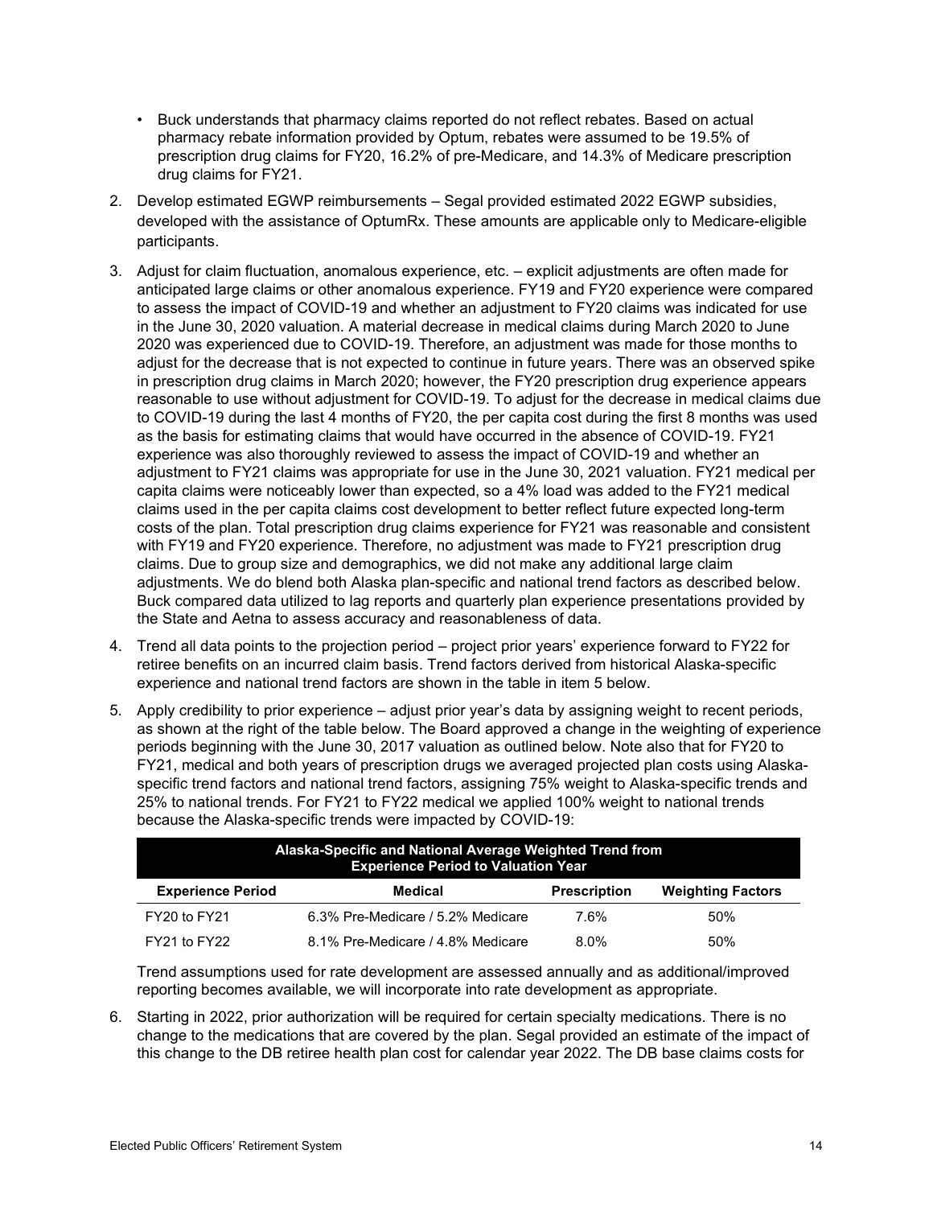- Buck understands that pharmacy claims reported do not reflect rebates. Based on actual pharmacy rebate information provided by Optum, rebates were assumed to be 19.5% of prescription drug claims for FY20, 16.2% of pre-Medicare, and 14.3% of Medicare prescription drug claims for FY21.

2. Develop estimated EGWP reimbursements – Segal provided estimated 2022 EGWP subsidies, developed with the assistance of OptumRx. These amounts are applicable only to Medicare-eligible participants.

3. Adjust for claim fluctuation, anomalous experience, etc. – explicit adjustments are often made for anticipated large claims or other anomalous experience. FY19 and FY20 experience were compared to assess the impact of COVID-19 and whether an adjustment to FY20 claims was indicated for use in the June 30, 2020 valuation. A material decrease in medical claims during March 2020 to June 2020 was experienced due to COVID-19. Therefore, an adjustment was made for those months to adjust for the decrease that is not expected to continue in future years. There was an observed spike in prescription drug claims in March 2020; however, the FY20 prescription drug experience appears reasonable to use without adjustment for COVID-19. To adjust for the decrease in medical claims due to COVID-19 during the last 4 months of FY20, the per capita cost during the first 8 months was used as the basis for estimating claims that would have occurred in the absence of COVID-19. FY21 experience was also thoroughly reviewed to assess the impact of COVID-19 and whether an adjustment to FY21 claims was appropriate for use in the June 30, 2021 valuation. FY21 medical per capita claims were noticeably lower than expected, so a 4% load was added to the FY21 medical claims used in the per capita claims cost development to better reflect future expected long-term costs of the plan. Total prescription drug claims experience for FY21 was reasonable and consistent with FY19 and FY20 experience. Therefore, no adjustment was made to FY21 prescription drug claims. Due to group size and demographics, we did not make any additional large claim adjustments. We do blend both Alaska plan-specific and national trend factors as described below. Buck compared data utilized to lag reports and quarterly plan experience presentations provided by the State and Aetna to assess accuracy and reasonableness of data.

4. Trend all data points to the projection period – project prior years' experience forward to FY22 for retiree benefits on an incurred claim basis. Trend factors derived from historical Alaska-specific experience and national trend factors are shown in the table in item 5 below.

5. Apply credibility to prior experience – adjust prior year's data by assigning weight to recent periods, as shown at the right of the table below. The Board approved a change in the weighting of experience periods beginning with the June 30, 2017 valuation as outlined below. Note also that for FY20 to FY21, medical and both years of prescription drugs we averaged projected plan costs using Alaska-specific trend factors and national trend factors, assigning 75% weight to Alaska-specific trends and 25% to national trends. For FY21 to FY22 medical we applied 100% weight to national trends because the Alaska-specific trends were impacted by COVID-19:

| Alaska-Specific and National Average Weighted Trend from Experience Period to Valuation Year | | | |
|---|---|---|---|
| **Experience Period** | **Medical** | **Prescription** | **Weighting Factors** |
| FY20 to FY21 | 6.3% Pre-Medicare / 5.2% Medicare | 7.6% | 50% |
| FY21 to FY22 | 8.1% Pre-Medicare / 4.8% Medicare | 8.0% | 50% |

   Trend assumptions used for rate development are assessed annually and as additional/improved reporting becomes available, we will incorporate into rate development as appropriate.

6. Starting in 2022, prior authorization will be required for certain specialty medications. There is no change to the medications that are covered by the plan. Segal provided an estimate of the impact of this change to the DB retiree health plan cost for calendar year 2022. The DB base claims costs for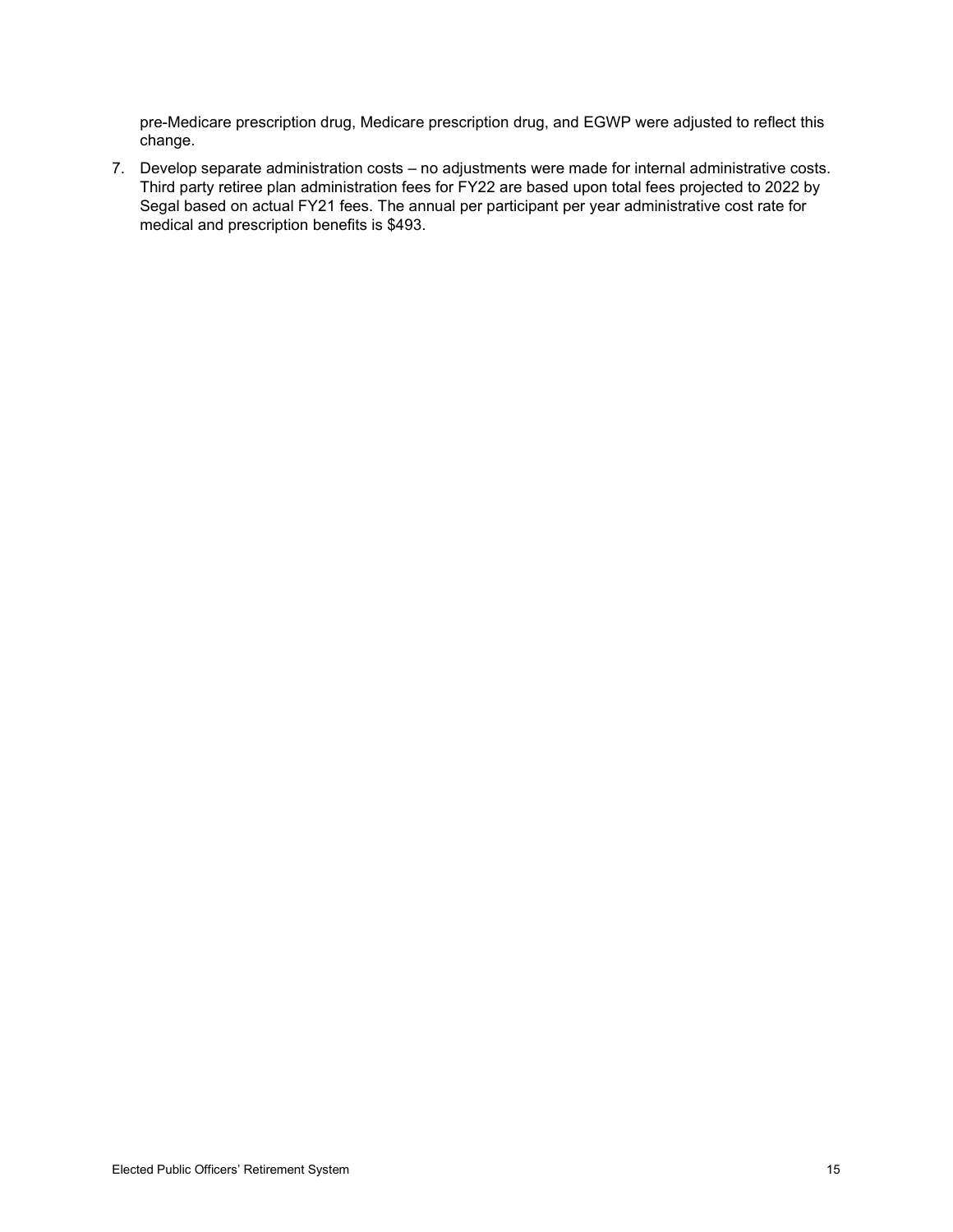pre-Medicare prescription drug, Medicare prescription drug, and EGWP were adjusted to reflect this change.

7. Develop separate administration costs – no adjustments were made for internal administrative costs. Third party retiree plan administration fees for FY22 are based upon total fees projected to 2022 by Segal based on actual FY21 fees. The annual per participant per year administrative cost rate for medical and prescription benefits is $493.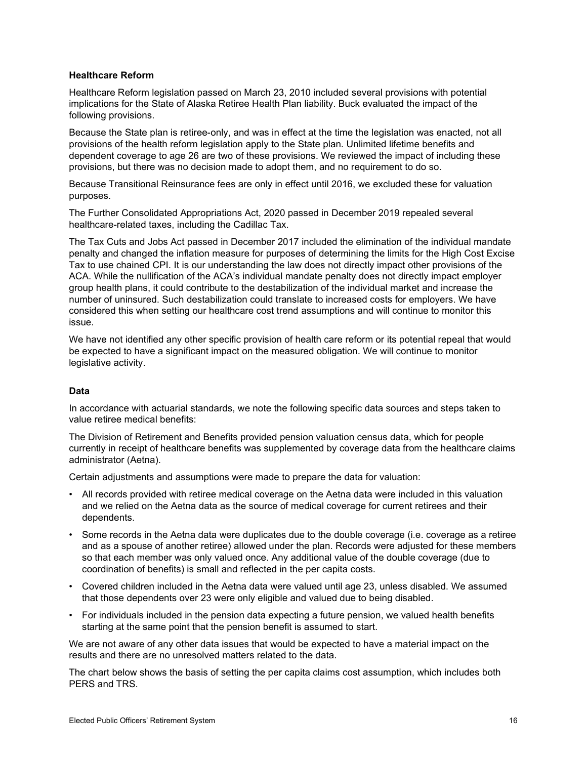### Healthcare Reform

Healthcare Reform legislation passed on March 23, 2010 included several provisions with potential implications for the State of Alaska Retiree Health Plan liability. Buck evaluated the impact of the following provisions.

Because the State plan is retiree-only, and was in effect at the time the legislation was enacted, not all provisions of the health reform legislation apply to the State plan. Unlimited lifetime benefits and dependent coverage to age 26 are two of these provisions. We reviewed the impact of including these provisions, but there was no decision made to adopt them, and no requirement to do so.

Because Transitional Reinsurance fees are only in effect until 2016, we excluded these for valuation purposes.

The Further Consolidated Appropriations Act, 2020 passed in December 2019 repealed several healthcare-related taxes, including the Cadillac Tax.

The Tax Cuts and Jobs Act passed in December 2017 included the elimination of the individual mandate penalty and changed the inflation measure for purposes of determining the limits for the High Cost Excise Tax to use chained CPI. It is our understanding the law does not directly impact other provisions of the ACA. While the nullification of the ACA's individual mandate penalty does not directly impact employer group health plans, it could contribute to the destabilization of the individual market and increase the number of uninsured. Such destabilization could translate to increased costs for employers. We have considered this when setting our healthcare cost trend assumptions and will continue to monitor this issue.

We have not identified any other specific provision of health care reform or its potential repeal that would be expected to have a significant impact on the measured obligation. We will continue to monitor legislative activity.

### Data

In accordance with actuarial standards, we note the following specific data sources and steps taken to value retiree medical benefits:

The Division of Retirement and Benefits provided pension valuation census data, which for people currently in receipt of healthcare benefits was supplemented by coverage data from the healthcare claims administrator (Aetna).

Certain adjustments and assumptions were made to prepare the data for valuation:

- All records provided with retiree medical coverage on the Aetna data were included in this valuation and we relied on the Aetna data as the source of medical coverage for current retirees and their dependents.
- Some records in the Aetna data were duplicates due to the double coverage (i.e. coverage as a retiree and as a spouse of another retiree) allowed under the plan. Records were adjusted for these members so that each member was only valued once. Any additional value of the double coverage (due to coordination of benefits) is small and reflected in the per capita costs.
- Covered children included in the Aetna data were valued until age 23, unless disabled. We assumed that those dependents over 23 were only eligible and valued due to being disabled.
- For individuals included in the pension data expecting a future pension, we valued health benefits starting at the same point that the pension benefit is assumed to start.

We are not aware of any other data issues that would be expected to have a material impact on the results and there are no unresolved matters related to the data.

The chart below shows the basis of setting the per capita claims cost assumption, which includes both PERS and TRS.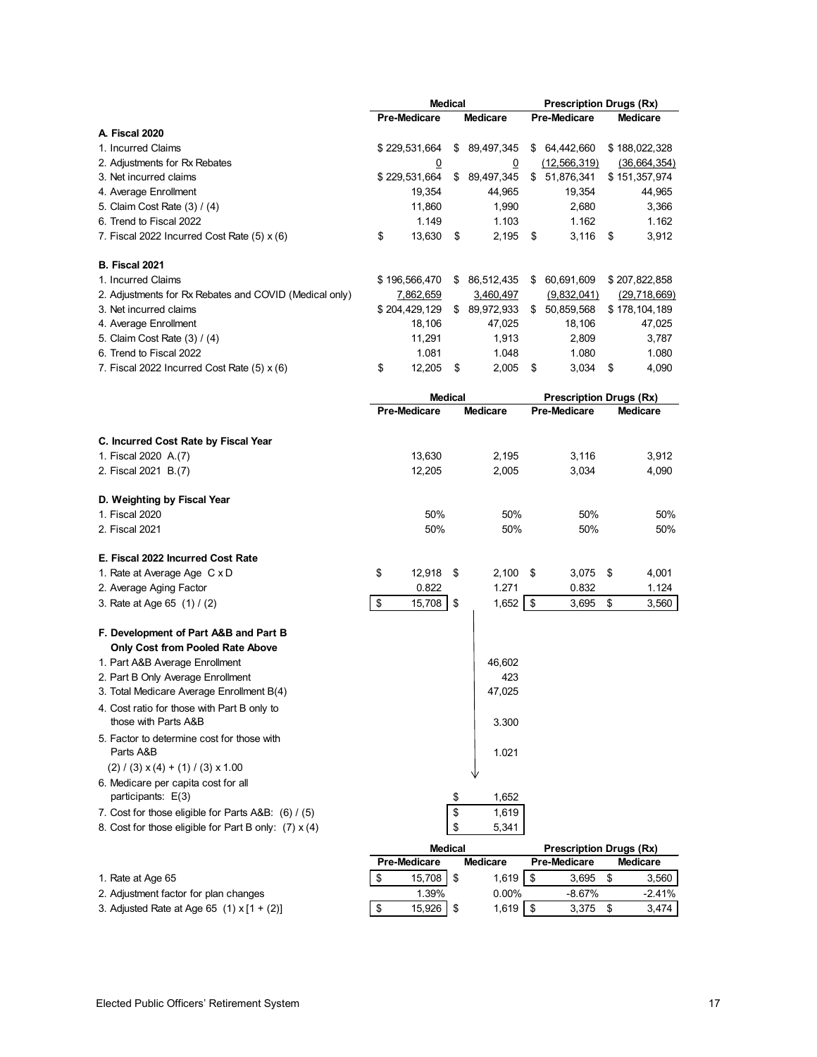| | Medical | | Prescription Drugs (Rx) | |
|---|---|---|---|---|
| | Pre-Medicare | Medicare | Pre-Medicare | Medicare |
| **A. Fiscal 2020** | | | | |
| 1. Incurred Claims | $ 229,531,664 | $ 89,497,345 | $ 64,442,660 | $ 188,022,328 |
| 2. Adjustments for Rx Rebates | 0 | 0 | (12,566,319) | (36,664,354) |
| 3. Net incurred claims | $ 229,531,664 | $ 89,497,345 | $ 51,876,341 | $ 151,357,974 |
| 4. Average Enrollment | 19,354 | 44,965 | 19,354 | 44,965 |
| 5. Claim Cost Rate (3) / (4) | 11,860 | 1,990 | 2,680 | 3,366 |
| 6. Trend to Fiscal 2022 | 1.149 | 1.103 | 1.162 | 1.162 |
| 7. Fiscal 2022 Incurred Cost Rate (5) x (6) | $ 13,630 | $ 2,195 | $ 3,116 | $ 3,912 |
| **B. Fiscal 2021** | | | | |
| 1. Incurred Claims | $ 196,566,470 | $ 86,512,435 | $ 60,691,609 | $ 207,822,858 |
| 2. Adjustments for Rx Rebates and COVID (Medical only) | 7,862,659 | 3,460,497 | (9,832,041) | (29,718,669) |
| 3. Net incurred claims | $ 204,429,129 | $ 89,972,933 | $ 50,859,568 | $ 178,104,189 |
| 4. Average Enrollment | 18,106 | 47,025 | 18,106 | 47,025 |
| 5. Claim Cost Rate (3) / (4) | 11,291 | 1,913 | 2,809 | 3,787 |
| 6. Trend to Fiscal 2022 | 1.081 | 1.048 | 1.080 | 1.080 |
| 7. Fiscal 2022 Incurred Cost Rate (5) x (6) | $ 12,205 | $ 2,005 | $ 3,034 | $ 4,090 |

| | Medical | | Prescription Drugs (Rx) | |
|---|---|---|---|---|
| | Pre-Medicare | Medicare | Pre-Medicare | Medicare |
| **C. Incurred Cost Rate by Fiscal Year** | | | | |
| 1. Fiscal 2020 A.(7) | 13,630 | 2,195 | 3,116 | 3,912 |
| 2. Fiscal 2021 B.(7) | 12,205 | 2,005 | 3,034 | 4,090 |
| **D. Weighting by Fiscal Year** | | | | |
| 1. Fiscal 2020 | 50% | 50% | 50% | 50% |
| 2. Fiscal 2021 | 50% | 50% | 50% | 50% |
| **E. Fiscal 2022 Incurred Cost Rate** | | | | |
| 1. Rate at Average Age C x D | $ 12,918 | $ 2,100 | $ 3,075 | $ 4,001 |
| 2. Average Aging Factor | 0.822 | 1.271 | 0.832 | 1.124 |
| 3. Rate at Age 65 (1) / (2) | $ 15,708 | $ 1,652 | $ 3,695 | $ 3,560 |
| **F. Development of Part A&B and Part B Only Cost from Pooled Rate Above** | | | | |
| 1. Part A&B Average Enrollment | | 46,602 | | |
| 2. Part B Only Average Enrollment | | 423 | | |
| 3. Total Medicare Average Enrollment B(4) | | 47,025 | | |
| 4. Cost ratio for those with Part B only to those with Parts A&B | | 3.300 | | |
| 5. Factor to determine cost for those with Parts A&B (2) / (3) x (4) + (1) / (3) x 1.00 | | 1.021 | | |
| 6. Medicare per capita cost for all participants: E(3) | | $ 1,652 | | |
| 7. Cost for those eligible for Parts A&B: (6) / (5) | | $ 1,619 | | |
| 8. Cost for those eligible for Part B only: (7) x (4) | | $ 5,341 | | |

| | Medical | | Prescription Drugs (Rx) | |
|---|---|---|---|---|
| | Pre-Medicare | Medicare | Pre-Medicare | Medicare |
| 1. Rate at Age 65 | $ 15,708 | $ 1,619 | $ 3,695 | $ 3,560 |
| 2. Adjustment factor for plan changes | 1.39% | 0.00% | -8.67% | -2.41% |
| 3. Adjusted Rate at Age 65 (1) x [1 + (2)] | $ 15,926 | $ 1,619 | $ 3,375 | $ 3,474 |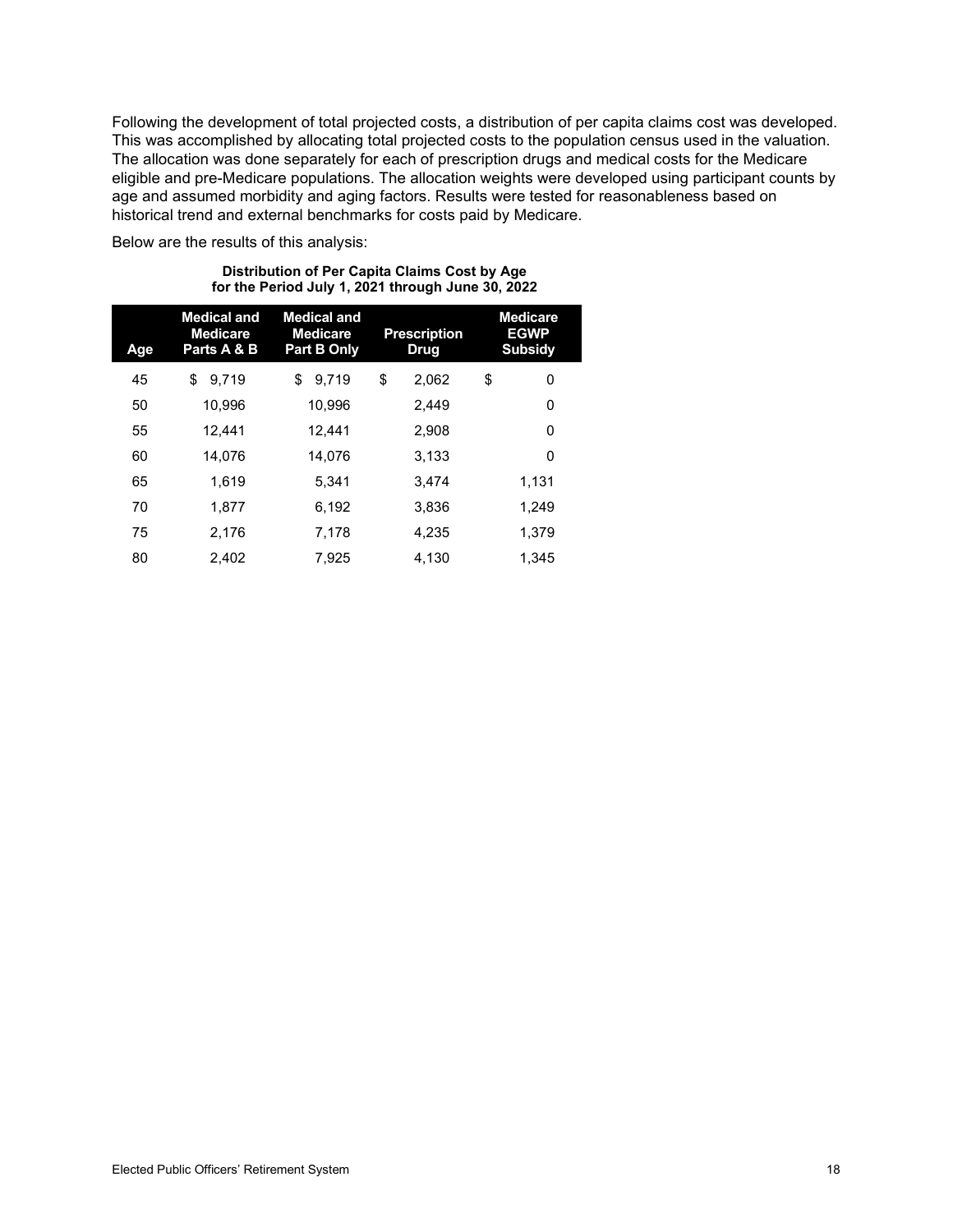Following the development of total projected costs, a distribution of per capita claims cost was developed. This was accomplished by allocating total projected costs to the population census used in the valuation. The allocation was done separately for each of prescription drugs and medical costs for the Medicare eligible and pre-Medicare populations. The allocation weights were developed using participant counts by age and assumed morbidity and aging factors. Results were tested for reasonableness based on historical trend and external benchmarks for costs paid by Medicare.

Below are the results of this analysis:

**Distribution of Per Capita Claims Cost by Age for the Period July 1, 2021 through June 30, 2022**

| Age | Medical and Medicare Parts A & B | Medical and Medicare Part B Only | Prescription Drug | Medicare EGWP Subsidy |
|---|---|---|---|---|
| 45 | $ 9,719 | $ 9,719 | $ 2,062 | $ 0 |
| 50 | 10,996 | 10,996 | 2,449 | 0 |
| 55 | 12,441 | 12,441 | 2,908 | 0 |
| 60 | 14,076 | 14,076 | 3,133 | 0 |
| 65 | 1,619 | 5,341 | 3,474 | 1,131 |
| 70 | 1,877 | 6,192 | 3,836 | 1,249 |
| 75 | 2,176 | 7,178 | 4,235 | 1,379 |
| 80 | 2,402 | 7,925 | 4,130 | 1,345 |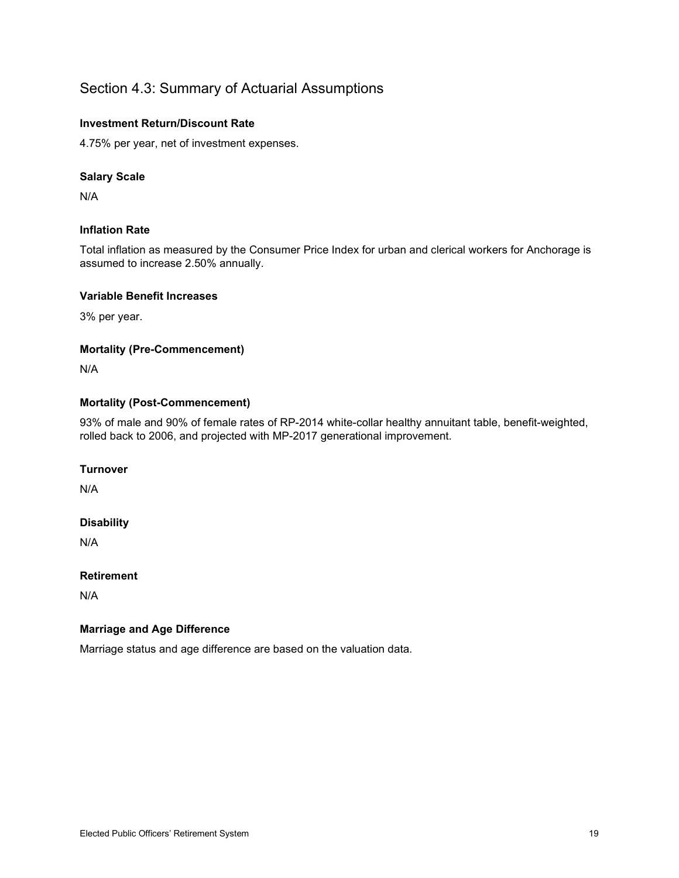## Section 4.3: Summary of Actuarial Assumptions

**Investment Return/Discount Rate**

4.75% per year, net of investment expenses.

**Salary Scale**

N/A

**Inflation Rate**

Total inflation as measured by the Consumer Price Index for urban and clerical workers for Anchorage is assumed to increase 2.50% annually.

**Variable Benefit Increases**

3% per year.

**Mortality (Pre-Commencement)**

N/A

**Mortality (Post-Commencement)**

93% of male and 90% of female rates of RP-2014 white-collar healthy annuitant table, benefit-weighted, rolled back to 2006, and projected with MP-2017 generational improvement.

**Turnover**

N/A

**Disability**

N/A

**Retirement**

N/A

**Marriage and Age Difference**

Marriage status and age difference are based on the valuation data.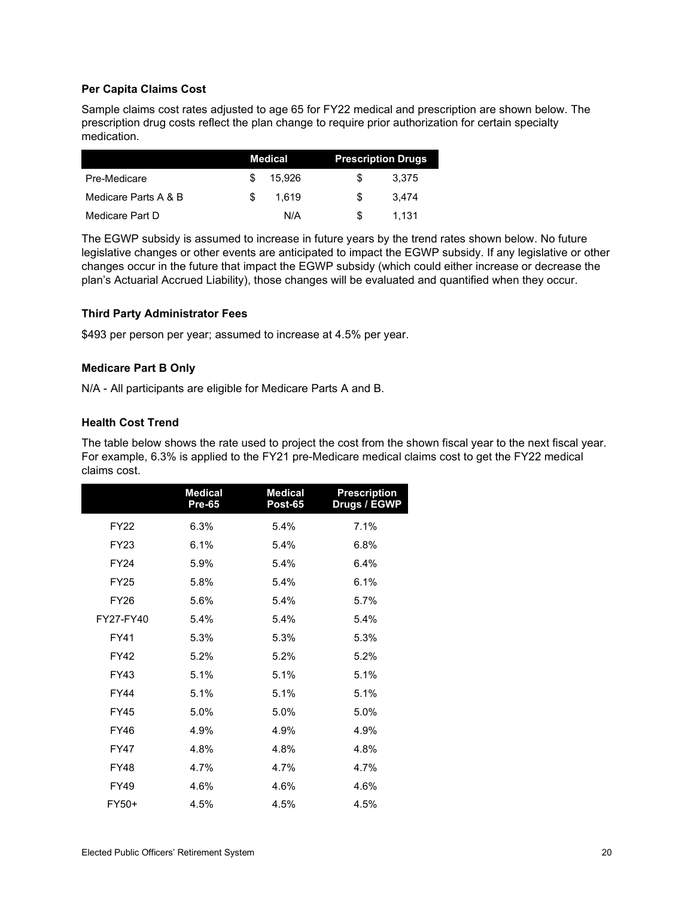### Per Capita Claims Cost

Sample claims cost rates adjusted to age 65 for FY22 medical and prescription are shown below. The prescription drug costs reflect the plan change to require prior authorization for certain specialty medication.

| | Medical | Prescription Drugs |
|---|---|---|
| Pre-Medicare | $ 15,926 | $ 3,375 |
| Medicare Parts A & B | $ 1,619 | $ 3,474 |
| Medicare Part D | N/A | $ 1,131 |

The EGWP subsidy is assumed to increase in future years by the trend rates shown below. No future legislative changes or other events are anticipated to impact the EGWP subsidy. If any legislative or other changes occur in the future that impact the EGWP subsidy (which could either increase or decrease the plan's Actuarial Accrued Liability), those changes will be evaluated and quantified when they occur.

### Third Party Administrator Fees

$493 per person per year; assumed to increase at 4.5% per year.

### Medicare Part B Only

N/A - All participants are eligible for Medicare Parts A and B.

### Health Cost Trend

The table below shows the rate used to project the cost from the shown fiscal year to the next fiscal year. For example, 6.3% is applied to the FY21 pre-Medicare medical claims cost to get the FY22 medical claims cost.

| | Medical Pre-65 | Medical Post-65 | Prescription Drugs / EGWP |
|---|---|---|---|
| FY22 | 6.3% | 5.4% | 7.1% |
| FY23 | 6.1% | 5.4% | 6.8% |
| FY24 | 5.9% | 5.4% | 6.4% |
| FY25 | 5.8% | 5.4% | 6.1% |
| FY26 | 5.6% | 5.4% | 5.7% |
| FY27-FY40 | 5.4% | 5.4% | 5.4% |
| FY41 | 5.3% | 5.3% | 5.3% |
| FY42 | 5.2% | 5.2% | 5.2% |
| FY43 | 5.1% | 5.1% | 5.1% |
| FY44 | 5.1% | 5.1% | 5.1% |
| FY45 | 5.0% | 5.0% | 5.0% |
| FY46 | 4.9% | 4.9% | 4.9% |
| FY47 | 4.8% | 4.8% | 4.8% |
| FY48 | 4.7% | 4.7% | 4.7% |
| FY49 | 4.6% | 4.6% | 4.6% |
| FY50+ | 4.5% | 4.5% | 4.5% |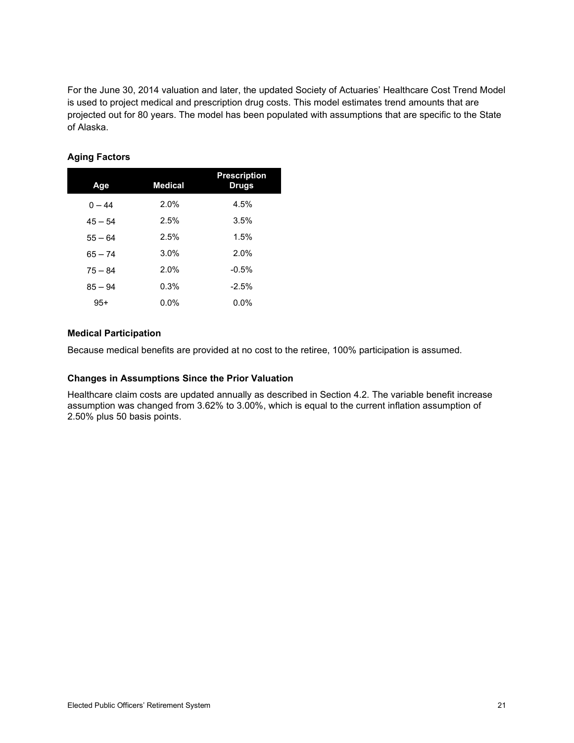For the June 30, 2014 valuation and later, the updated Society of Actuaries' Healthcare Cost Trend Model is used to project medical and prescription drug costs. This model estimates trend amounts that are projected out for 80 years. The model has been populated with assumptions that are specific to the State of Alaska.

### Aging Factors

| Age | Medical | Prescription Drugs |
|---|---|---|
| 0 – 44 | 2.0% | 4.5% |
| 45 – 54 | 2.5% | 3.5% |
| 55 – 64 | 2.5% | 1.5% |
| 65 – 74 | 3.0% | 2.0% |
| 75 – 84 | 2.0% | -0.5% |
| 85 – 94 | 0.3% | -2.5% |
| 95+ | 0.0% | 0.0% |

### Medical Participation

Because medical benefits are provided at no cost to the retiree, 100% participation is assumed.

### Changes in Assumptions Since the Prior Valuation

Healthcare claim costs are updated annually as described in Section 4.2. The variable benefit increase assumption was changed from 3.62% to 3.00%, which is equal to the current inflation assumption of 2.50% plus 50 basis points.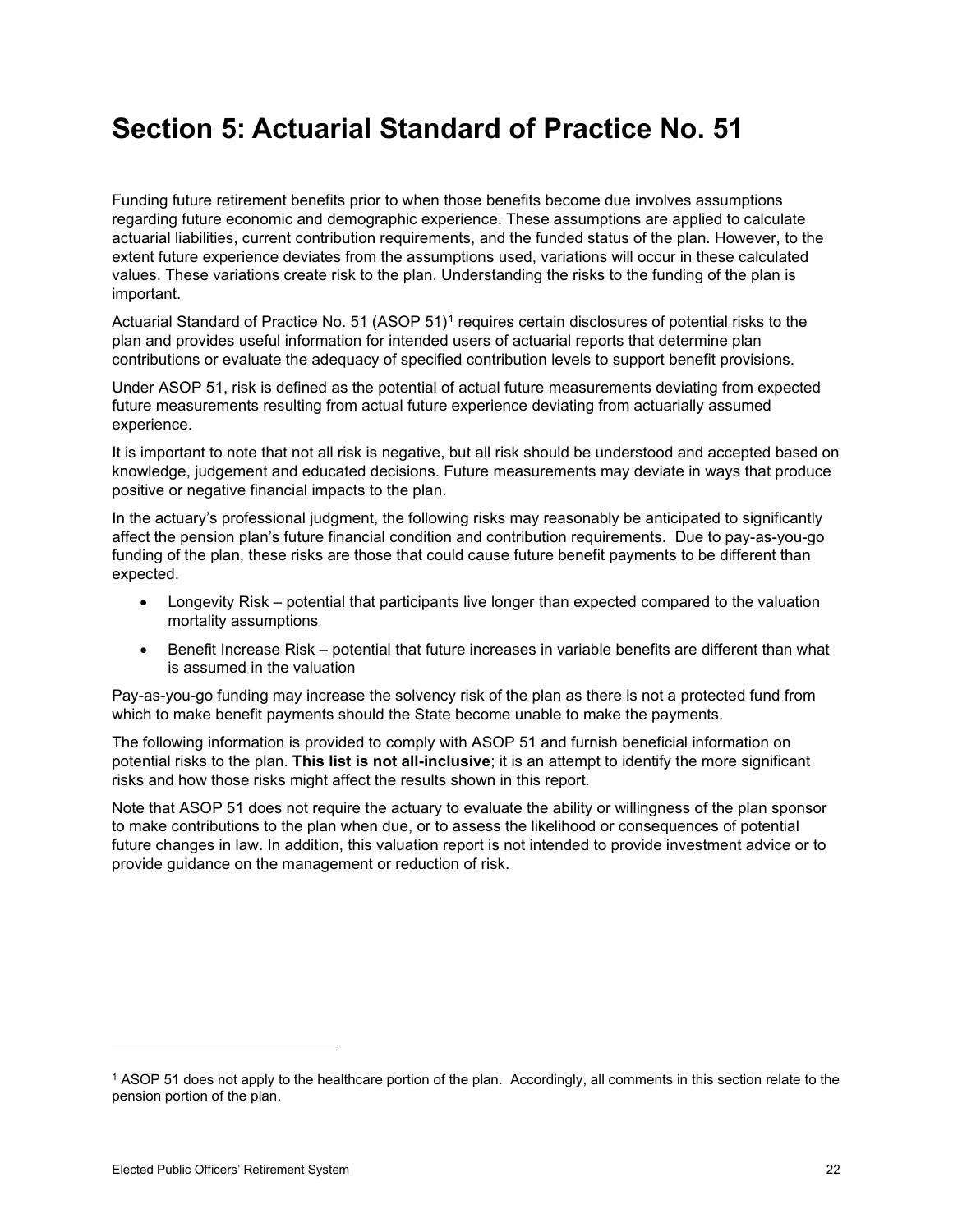# Section 5: Actuarial Standard of Practice No. 51

Funding future retirement benefits prior to when those benefits become due involves assumptions regarding future economic and demographic experience. These assumptions are applied to calculate actuarial liabilities, current contribution requirements, and the funded status of the plan. However, to the extent future experience deviates from the assumptions used, variations will occur in these calculated values. These variations create risk to the plan. Understanding the risks to the funding of the plan is important.

Actuarial Standard of Practice No. 51 (ASOP 51)[1] requires certain disclosures of potential risks to the plan and provides useful information for intended users of actuarial reports that determine plan contributions or evaluate the adequacy of specified contribution levels to support benefit provisions.

Under ASOP 51, risk is defined as the potential of actual future measurements deviating from expected future measurements resulting from actual future experience deviating from actuarially assumed experience.

It is important to note that not all risk is negative, but all risk should be understood and accepted based on knowledge, judgement and educated decisions. Future measurements may deviate in ways that produce positive or negative financial impacts to the plan.

In the actuary's professional judgment, the following risks may reasonably be anticipated to significantly affect the pension plan's future financial condition and contribution requirements. Due to pay-as-you-go funding of the plan, these risks are those that could cause future benefit payments to be different than expected.

- Longevity Risk – potential that participants live longer than expected compared to the valuation mortality assumptions
- Benefit Increase Risk – potential that future increases in variable benefits are different than what is assumed in the valuation

Pay-as-you-go funding may increase the solvency risk of the plan as there is not a protected fund from which to make benefit payments should the State become unable to make the payments.

The following information is provided to comply with ASOP 51 and furnish beneficial information on potential risks to the plan. **This list is not all-inclusive**; it is an attempt to identify the more significant risks and how those risks might affect the results shown in this report.

Note that ASOP 51 does not require the actuary to evaluate the ability or willingness of the plan sponsor to make contributions to the plan when due, or to assess the likelihood or consequences of potential future changes in law. In addition, this valuation report is not intended to provide investment advice or to provide guidance on the management or reduction of risk.

---

[1] ASOP 51 does not apply to the healthcare portion of the plan. Accordingly, all comments in this section relate to the pension portion of the plan.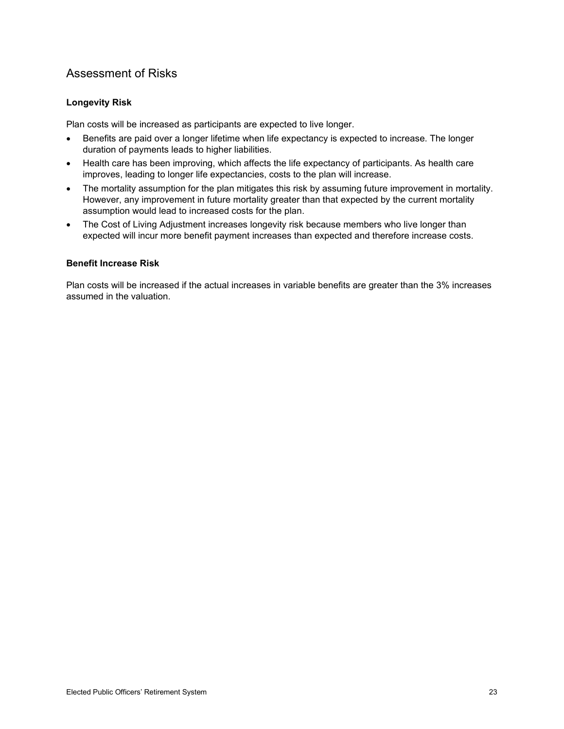## Assessment of Risks

### Longevity Risk

Plan costs will be increased as participants are expected to live longer.

- Benefits are paid over a longer lifetime when life expectancy is expected to increase. The longer duration of payments leads to higher liabilities.
- Health care has been improving, which affects the life expectancy of participants. As health care improves, leading to longer life expectancies, costs to the plan will increase.
- The mortality assumption for the plan mitigates this risk by assuming future improvement in mortality. However, any improvement in future mortality greater than that expected by the current mortality assumption would lead to increased costs for the plan.
- The Cost of Living Adjustment increases longevity risk because members who live longer than expected will incur more benefit payment increases than expected and therefore increase costs.

### Benefit Increase Risk

Plan costs will be increased if the actual increases in variable benefits are greater than the 3% increases assumed in the valuation.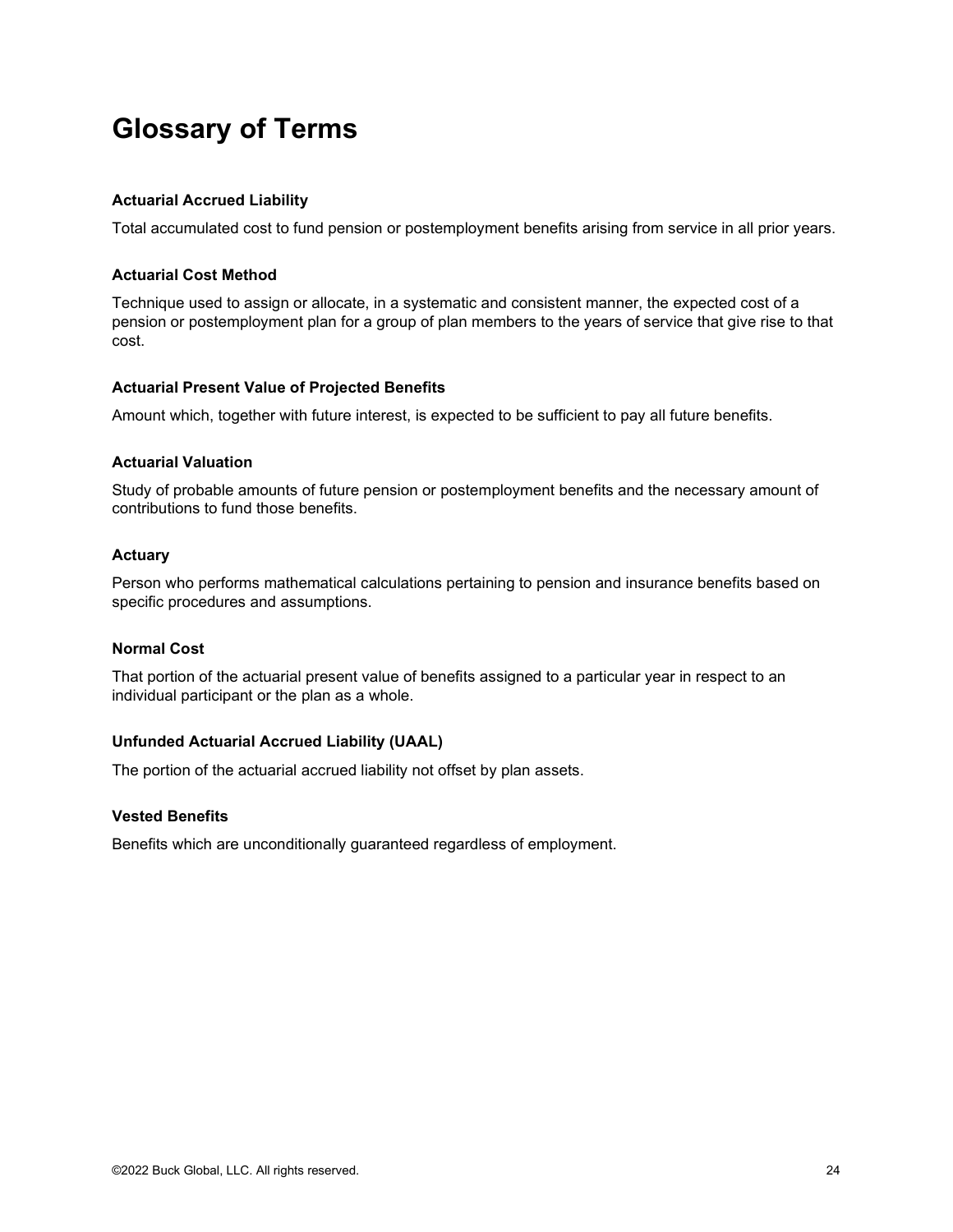# Glossary of Terms

**Actuarial Accrued Liability**

Total accumulated cost to fund pension or postemployment benefits arising from service in all prior years.

**Actuarial Cost Method**

Technique used to assign or allocate, in a systematic and consistent manner, the expected cost of a pension or postemployment plan for a group of plan members to the years of service that give rise to that cost.

**Actuarial Present Value of Projected Benefits**

Amount which, together with future interest, is expected to be sufficient to pay all future benefits.

**Actuarial Valuation**

Study of probable amounts of future pension or postemployment benefits and the necessary amount of contributions to fund those benefits.

**Actuary**

Person who performs mathematical calculations pertaining to pension and insurance benefits based on specific procedures and assumptions.

**Normal Cost**

That portion of the actuarial present value of benefits assigned to a particular year in respect to an individual participant or the plan as a whole.

**Unfunded Actuarial Accrued Liability (UAAL)**

The portion of the actuarial accrued liability not offset by plan assets.

**Vested Benefits**

Benefits which are unconditionally guaranteed regardless of employment.

©2022 Buck Global, LLC. All rights reserved.